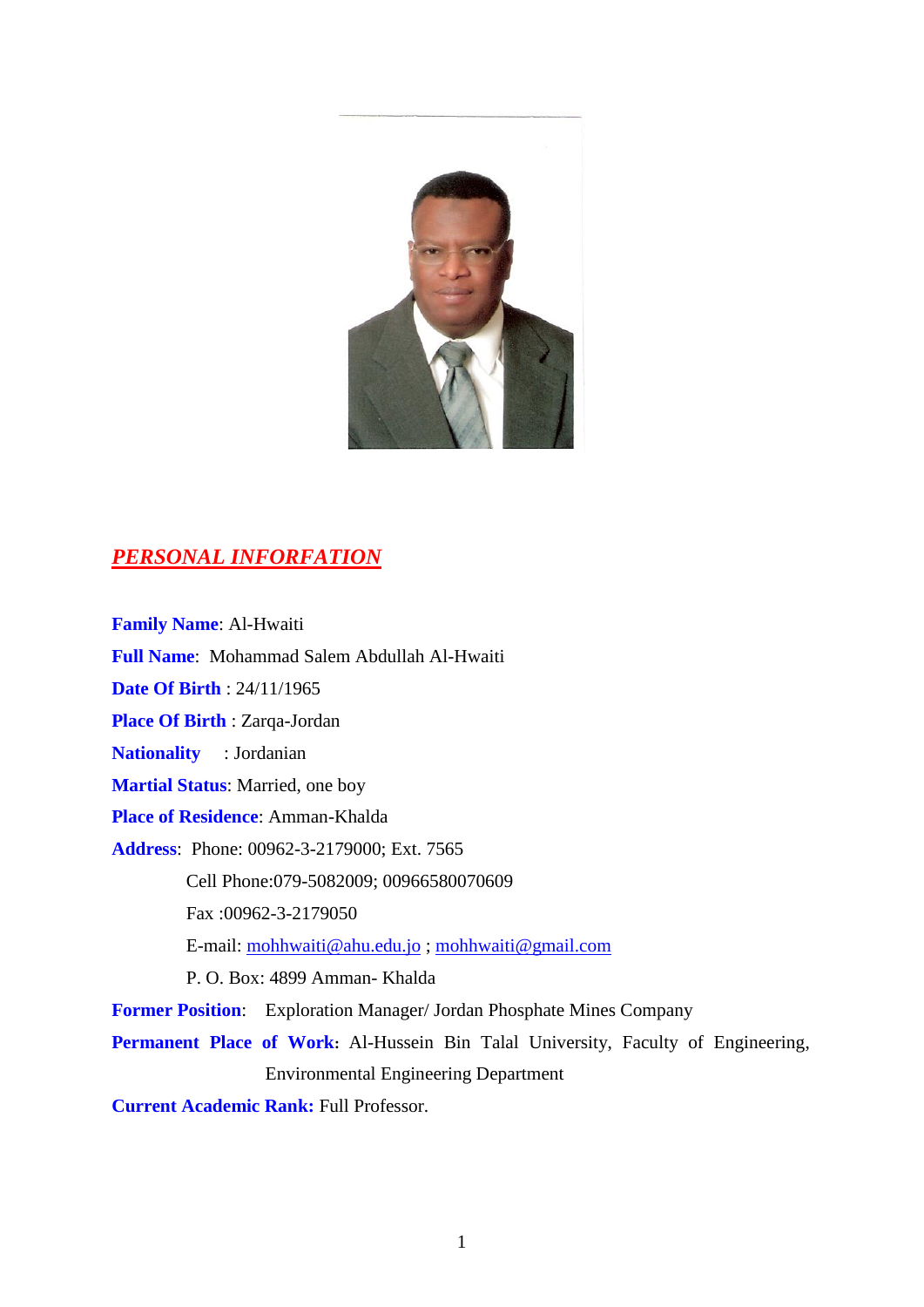## ***PERSONAL INFORFATION***

**Family Name**: Al-Hwaiti

**Full Name**: Mohammad Salem Abdullah Al-Hwaiti

**Date Of Birth** : 24/11/1965

**Place Of Birth** : Zarqa-Jordan

**Nationality** : Jordanian

**Martial Status**: Married, one boy

**Place of Residence**: Amman-Khalda

**Address**: Phone: 00962-3-2179000; Ext. 7565

Cell Phone:079-5082009; 00966580070609

Fax :00962-3-2179050

E-mail: mohhwaiti@ahu.edu.jo ; mohhwaiti@gmail.com

P. O. Box: 4899 Amman- Khalda

**Former Position**: Exploration Manager/ Jordan Phosphate Mines Company

**Permanent Place of Work**: Al-Hussein Bin Talal University, Faculty of Engineering, Environmental Engineering Department

**Current Academic Rank:** Full Professor.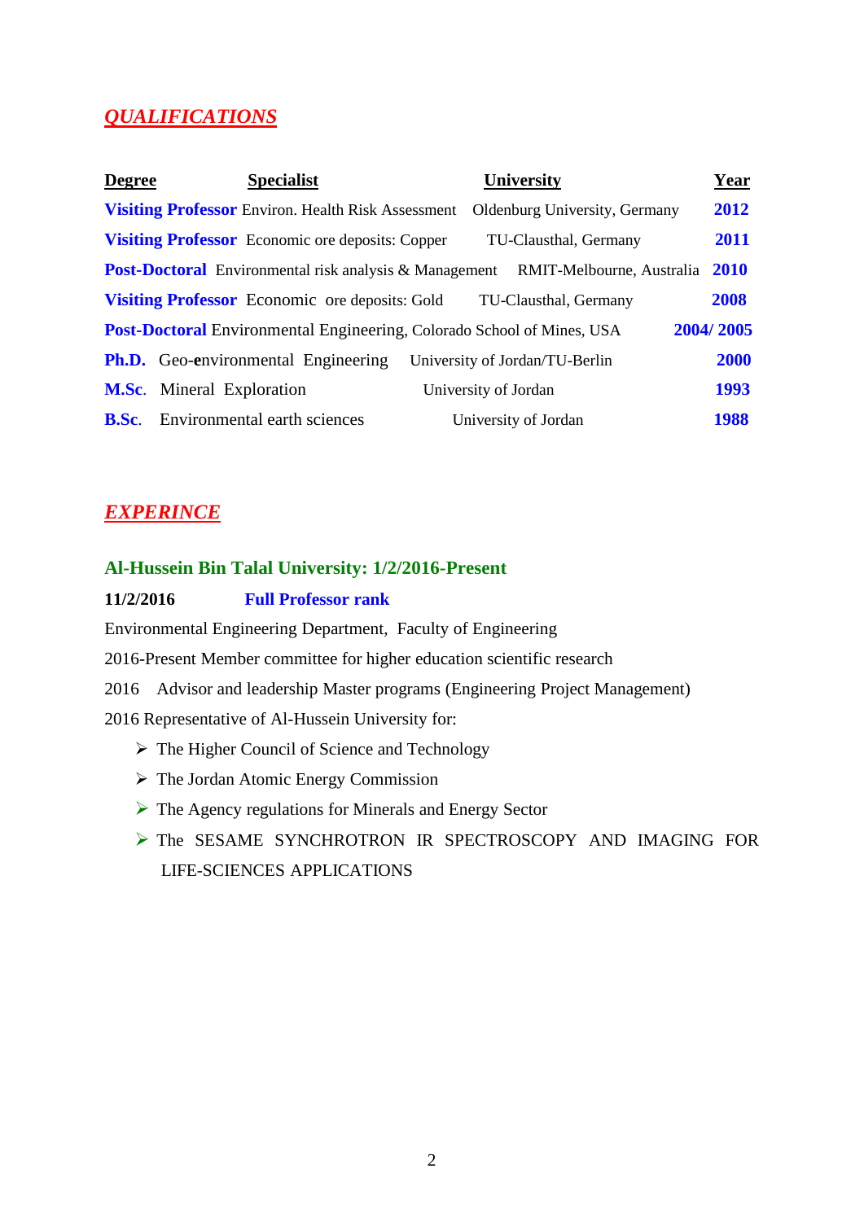## ***QUALIFICATIONS***

| Degree | Specialist | University | Year |
|---|---|---|---|
| **Visiting Professor** | Environ. Health Risk Assessment | Oldenburg University, Germany | **2012** |
| **Visiting Professor** | Economic ore deposits: Copper | TU-Clausthal, Germany | **2011** |
| **Post-Doctoral** | Environmental risk analysis & Management | RMIT-Melbourne, Australia | **2010** |
| **Visiting Professor** | Economic ore deposits: Gold | TU-Clausthal, Germany | **2008** |
| **Post-Doctoral** | Environmental Engineering, | Colorado School of Mines, USA | **2004/ 2005** |
| **Ph.D.** | Geo-**e**nvironmental Engineering | University of Jordan/TU-Berlin | **2000** |
| **M.Sc.** | Mineral Exploration | University of Jordan | **1993** |
| **B.Sc.** | Environmental earth sciences | University of Jordan | **1988** |

## ***EXPERINCE***

### Al-Hussein Bin Talal University: 1/2/2016-Present

**11/2/2016** **Full Professor rank**

Environmental Engineering Department, Faculty of Engineering

2016-Present Member committee for higher education scientific research

2016 Advisor and leadership Master programs (Engineering Project Management)

2016 Representative of Al-Hussein University for:

- The Higher Council of Science and Technology
- The Jordan Atomic Energy Commission
- The Agency regulations for Minerals and Energy Sector
- The SESAME SYNCHROTRON IR SPECTROSCOPY AND IMAGING FOR LIFE-SCIENCES APPLICATIONS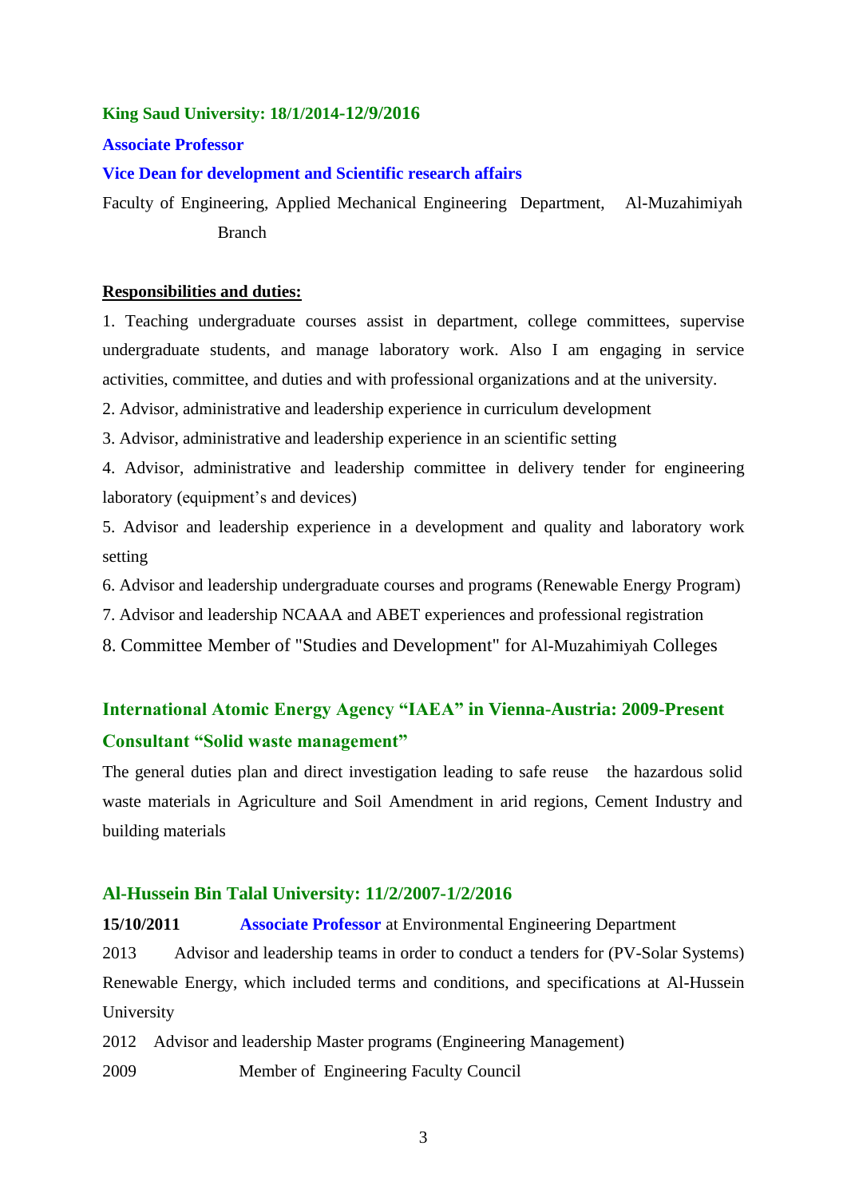**King Saud University: 18/1/2014-12/9/2016**

**Associate Professor**

**Vice Dean for development and Scientific research affairs**

Faculty of Engineering, Applied Mechanical Engineering Department, Al-Muzahimiyah Branch

**Responsibilities and duties:**

1. Teaching undergraduate courses assist in department, college committees, supervise undergraduate students, and manage laboratory work. Also I am engaging in service activities, committee, and duties and with professional organizations and at the university.
2. Advisor, administrative and leadership experience in curriculum development
3. Advisor, administrative and leadership experience in an scientific setting
4. Advisor, administrative and leadership committee in delivery tender for engineering laboratory (equipment's and devices)
5. Advisor and leadership experience in a development and quality and laboratory work setting
6. Advisor and leadership undergraduate courses and programs (Renewable Energy Program)
7. Advisor and leadership NCAAA and ABET experiences and professional registration
8. Committee Member of "Studies and Development" for Al-Muzahimiyah Colleges

**International Atomic Energy Agency "IAEA" in Vienna-Austria: 2009-Present**

**Consultant "Solid waste management"**

The general duties plan and direct investigation leading to safe reuse the hazardous solid waste materials in Agriculture and Soil Amendment in arid regions, Cement Industry and building materials

**Al-Hussein Bin Talal University: 11/2/2007-1/2/2016**

**15/10/2011** **Associate Professor** at Environmental Engineering Department

2013 Advisor and leadership teams in order to conduct a tenders for (PV-Solar Systems) Renewable Energy, which included terms and conditions, and specifications at Al-Hussein University

2012 Advisor and leadership Master programs (Engineering Management)

2009 Member of Engineering Faculty Council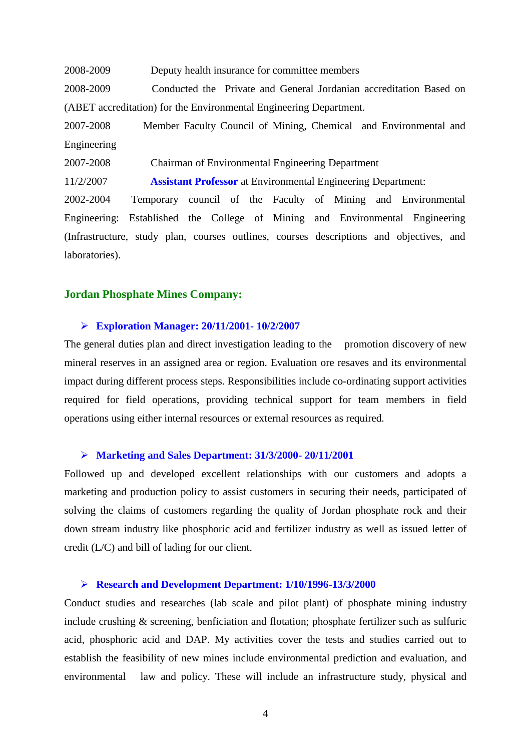2008-2009 Deputy health insurance for committee members

2008-2009 Conducted the Private and General Jordanian accreditation Based on (ABET accreditation) for the Environmental Engineering Department.

2007-2008 Member Faculty Council of Mining, Chemical and Environmental and Engineering

2007-2008 Chairman of Environmental Engineering Department

11/2/2007 **Assistant Professor** at Environmental Engineering Department:

2002-2004 Temporary council of the Faculty of Mining and Environmental Engineering: Established the College of Mining and Environmental Engineering (Infrastructure, study plan, courses outlines, courses descriptions and objectives, and laboratories).

## Jordan Phosphate Mines Company:

- **Exploration Manager: 20/11/2001- 10/2/2007**

The general duties plan and direct investigation leading to the promotion discovery of new mineral reserves in an assigned area or region. Evaluation ore resaves and its environmental impact during different process steps. Responsibilities include co-ordinating support activities required for field operations, providing technical support for team members in field operations using either internal resources or external resources as required.

- **Marketing and Sales Department: 31/3/2000- 20/11/2001**

Followed up and developed excellent relationships with our customers and adopts a marketing and production policy to assist customers in securing their needs, participated of solving the claims of customers regarding the quality of Jordan phosphate rock and their down stream industry like phosphoric acid and fertilizer industry as well as issued letter of credit (L/C) and bill of lading for our client.

- **Research and Development Department: 1/10/1996-13/3/2000**

Conduct studies and researches (lab scale and pilot plant) of phosphate mining industry include crushing & screening, benficiation and flotation; phosphate fertilizer such as sulfuric acid, phosphoric acid and DAP. My activities cover the tests and studies carried out to establish the feasibility of new mines include environmental prediction and evaluation, and environmental law and policy. These will include an infrastructure study, physical and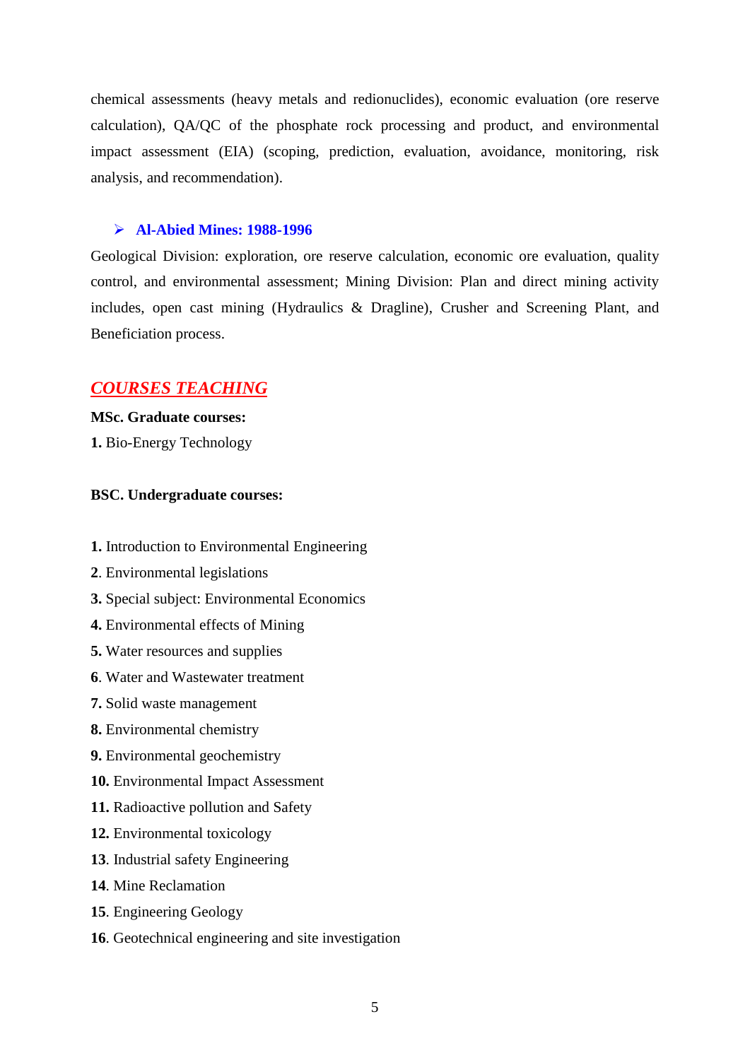chemical assessments (heavy metals and redionuclides), economic evaluation (ore reserve calculation), QA/QC of the phosphate rock processing and product, and environmental impact assessment (EIA) (scoping, prediction, evaluation, avoidance, monitoring, risk analysis, and recommendation).

- **Al-Abied Mines: 1988-1996**

Geological Division: exploration, ore reserve calculation, economic ore evaluation, quality control, and environmental assessment; Mining Division: Plan and direct mining activity includes, open cast mining (Hydraulics & Dragline), Crusher and Screening Plant, and Beneficiation process.

## *COURSES TEACHING*

**MSc. Graduate courses:**

**1.** Bio-Energy Technology

**BSC. Undergraduate courses:**

**1.** Introduction to Environmental Engineering

**2**. Environmental legislations

**3.** Special subject: Environmental Economics

**4.** Environmental effects of Mining

**5.** Water resources and supplies

**6**. Water and Wastewater treatment

**7.** Solid waste management

**8.** Environmental chemistry

**9.** Environmental geochemistry

**10.** Environmental Impact Assessment

**11.** Radioactive pollution and Safety

**12.** Environmental toxicology

**13**. Industrial safety Engineering

**14**. Mine Reclamation

**15**. Engineering Geology

**16**. Geotechnical engineering and site investigation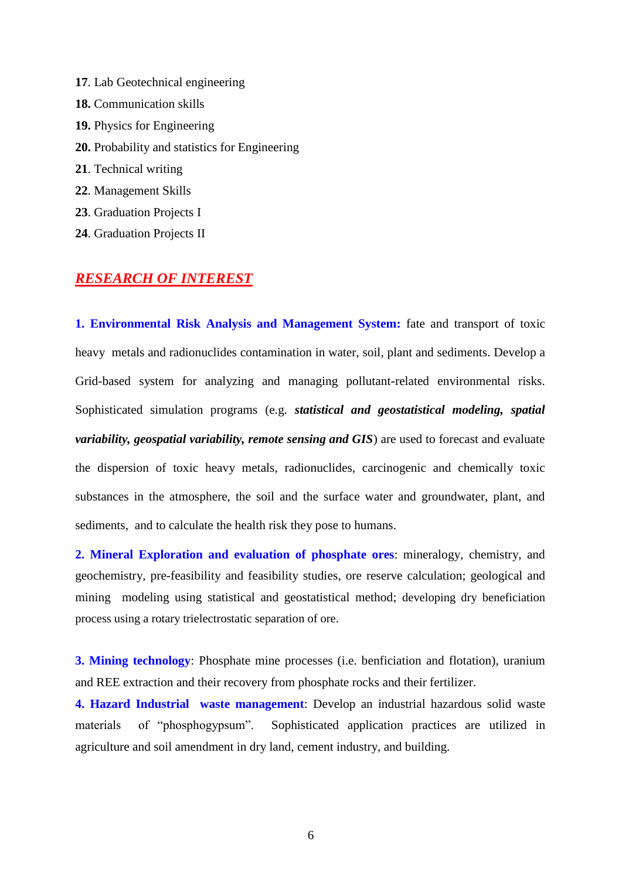**17**. Lab Geotechnical engineering

**18.** Communication skills

**19.** Physics for Engineering

**20.** Probability and statistics for Engineering

**21**. Technical writing

**22**. Management Skills

**23**. Graduation Projects I

**24**. Graduation Projects II

## *RESEARCH OF INTEREST*

**1. Environmental Risk Analysis and Management System:** fate and transport of toxic heavy metals and radionuclides contamination in water, soil, plant and sediments. Develop a Grid-based system for analyzing and managing pollutant-related environmental risks. Sophisticated simulation programs (e.g. ***statistical and geostatistical modeling, spatial variability, geospatial variability, remote sensing and GIS***) are used to forecast and evaluate the dispersion of toxic heavy metals, radionuclides, carcinogenic and chemically toxic substances in the atmosphere, the soil and the surface water and groundwater, plant, and sediments, and to calculate the health risk they pose to humans.

**2. Mineral Exploration and evaluation of phosphate ores**: mineralogy, chemistry, and geochemistry, pre-feasibility and feasibility studies, ore reserve calculation; geological and mining modeling using statistical and geostatistical method; developing dry beneficiation process using a rotary trielectrostatic separation of ore.

**3. Mining technology**: Phosphate mine processes (i.e. benficiation and flotation), uranium and REE extraction and their recovery from phosphate rocks and their fertilizer.

**4. Hazard Industrial waste management**: Develop an industrial hazardous solid waste materials of "phosphogypsum". Sophisticated application practices are utilized in agriculture and soil amendment in dry land, cement industry, and building.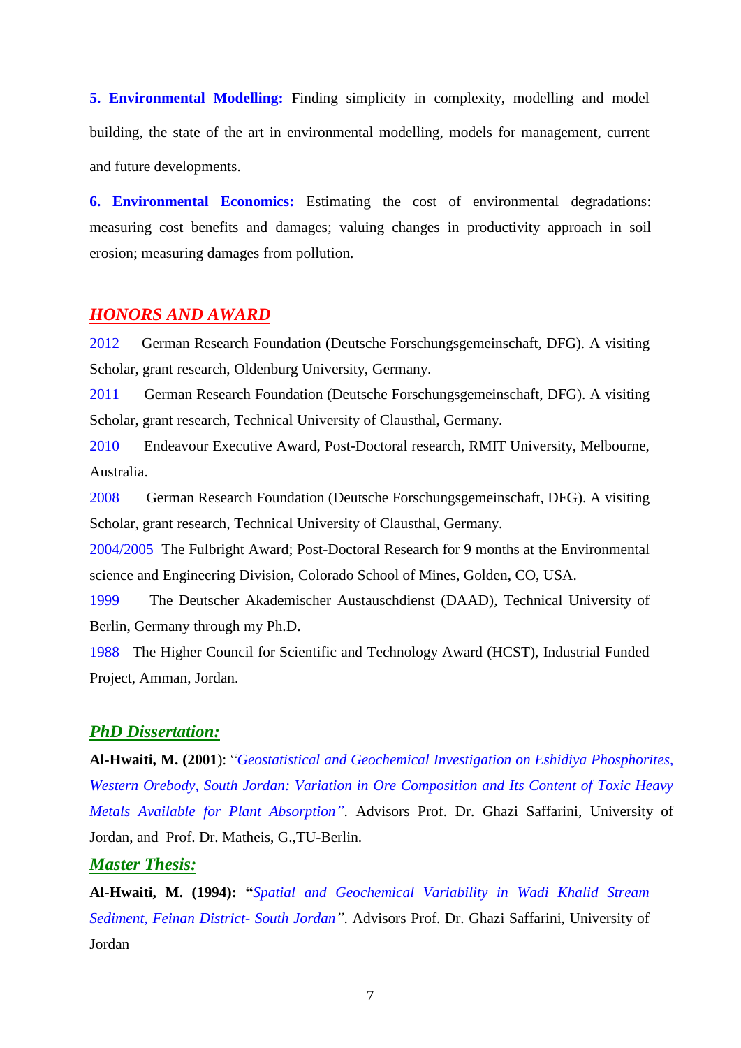**5. Environmental Modelling:** Finding simplicity in complexity, modelling and model building, the state of the art in environmental modelling, models for management, current and future developments.

**6. Environmental Economics:** Estimating the cost of environmental degradations: measuring cost benefits and damages; valuing changes in productivity approach in soil erosion; measuring damages from pollution.

## *HONORS AND AWARD*

2012 German Research Foundation (Deutsche Forschungsgemeinschaft, DFG). A visiting Scholar, grant research, Oldenburg University, Germany.

2011 German Research Foundation (Deutsche Forschungsgemeinschaft, DFG). A visiting Scholar, grant research, Technical University of Clausthal, Germany.

2010 Endeavour Executive Award, Post-Doctoral research, RMIT University, Melbourne, Australia.

2008 German Research Foundation (Deutsche Forschungsgemeinschaft, DFG). A visiting Scholar, grant research, Technical University of Clausthal, Germany.

2004/2005 The Fulbright Award; Post-Doctoral Research for 9 months at the Environmental science and Engineering Division, Colorado School of Mines, Golden, CO, USA.

1999 The Deutscher Akademischer Austauschdienst (DAAD), Technical University of Berlin, Germany through my Ph.D.

1988 The Higher Council for Scientific and Technology Award (HCST), Industrial Funded Project, Amman, Jordan.

## *PhD Dissertation:*

**Al-Hwaiti, M. (2001)**: "*Geostatistical and Geochemical Investigation on Eshidiya Phosphorites, Western Orebody, South Jordan: Variation in Ore Composition and Its Content of Toxic Heavy Metals Available for Plant Absorption*". Advisors Prof. Dr. Ghazi Saffarini, University of Jordan, and Prof. Dr. Matheis, G.,TU-Berlin.

## *Master Thesis:*

**Al-Hwaiti, M. (1994): "***Spatial and Geochemical Variability in Wadi Khalid Stream Sediment, Feinan District- South Jordan*". Advisors Prof. Dr. Ghazi Saffarini, University of Jordan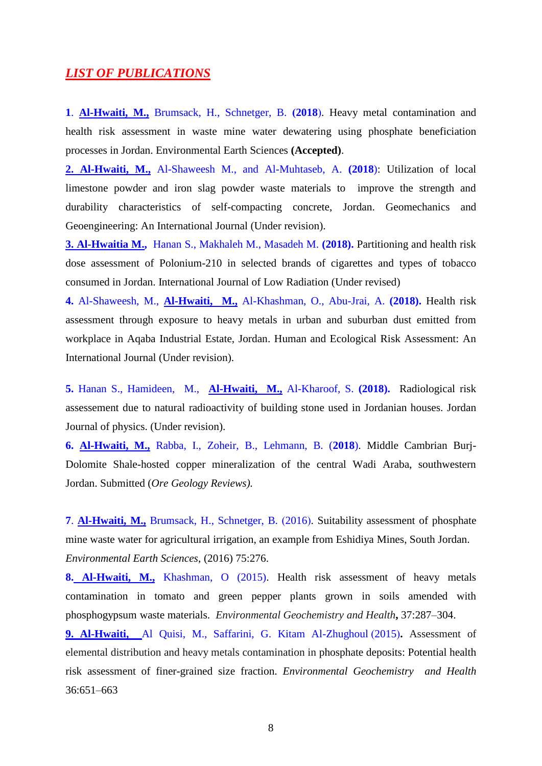## *LIST OF PUBLICATIONS*

**1**. **Al-Hwaiti, M.,** Brumsack, H., Schnetger, B. (**2018**). Heavy metal contamination and health risk assessment in waste mine water dewatering using phosphate beneficiation processes in Jordan. Environmental Earth Sciences **(Accepted)**.

**2. Al-Hwaiti, M.,** Al-Shaweesh M., and Al-Muhtaseb, A. (**2018**): Utilization of local limestone powder and iron slag powder waste materials to improve the strength and durability characteristics of self-compacting concrete, Jordan. Geomechanics and Geoengineering: An International Journal (Under revision).

**3. Al-Hwaitia M.,** Hanan S., Makhaleh M., Masadeh M. **(2018).** Partitioning and health risk dose assessment of Polonium-210 in selected brands of cigarettes and types of tobacco consumed in Jordan. International Journal of Low Radiation (Under revised)

**4.** Al-Shaweesh, M., **Al-Hwaiti, M.,** Al-Khashman, O., Abu-Jrai, A. **(2018).** Health risk assessment through exposure to heavy metals in urban and suburban dust emitted from workplace in Aqaba Industrial Estate, Jordan. Human and Ecological Risk Assessment: An International Journal (Under revision).

**5.** Hanan S., Hamideen, M., **Al-Hwaiti, M.,** Al-Kharoof, S. **(2018).** Radiological risk assessement due to natural radioactivity of building stone used in Jordanian houses. Jordan Journal of physics. (Under revision).

**6. Al-Hwaiti, M.,** Rabba, I., Zoheir, B., Lehmann, B. (**2018**). Middle Cambrian Burj-Dolomite Shale-hosted copper mineralization of the central Wadi Araba, southwestern Jordan. Submitted (*Ore Geology Reviews).*

**7**. **Al-Hwaiti, M.,** Brumsack, H., Schnetger, B. (2016). Suitability assessment of phosphate mine waste water for agricultural irrigation, an example from Eshidiya Mines, South Jordan. *Environmental Earth Sciences*, (2016) 75:276.

**8. Al-Hwaiti, M.,** Khashman, O (2015). Health risk assessment of heavy metals contamination in tomato and green pepper plants grown in soils amended with phosphogypsum waste materials. *Environmental Geochemistry and Health*, 37:287–304.

**9. Al-Hwaiti,** Al Quisi, M., Saffarini, G. Kitam Al-Zhughoul (2015)**.** Assessment of elemental distribution and heavy metals contamination in phosphate deposits: Potential health risk assessment of finer-grained size fraction. *Environmental Geochemistry and Health* 36:651–663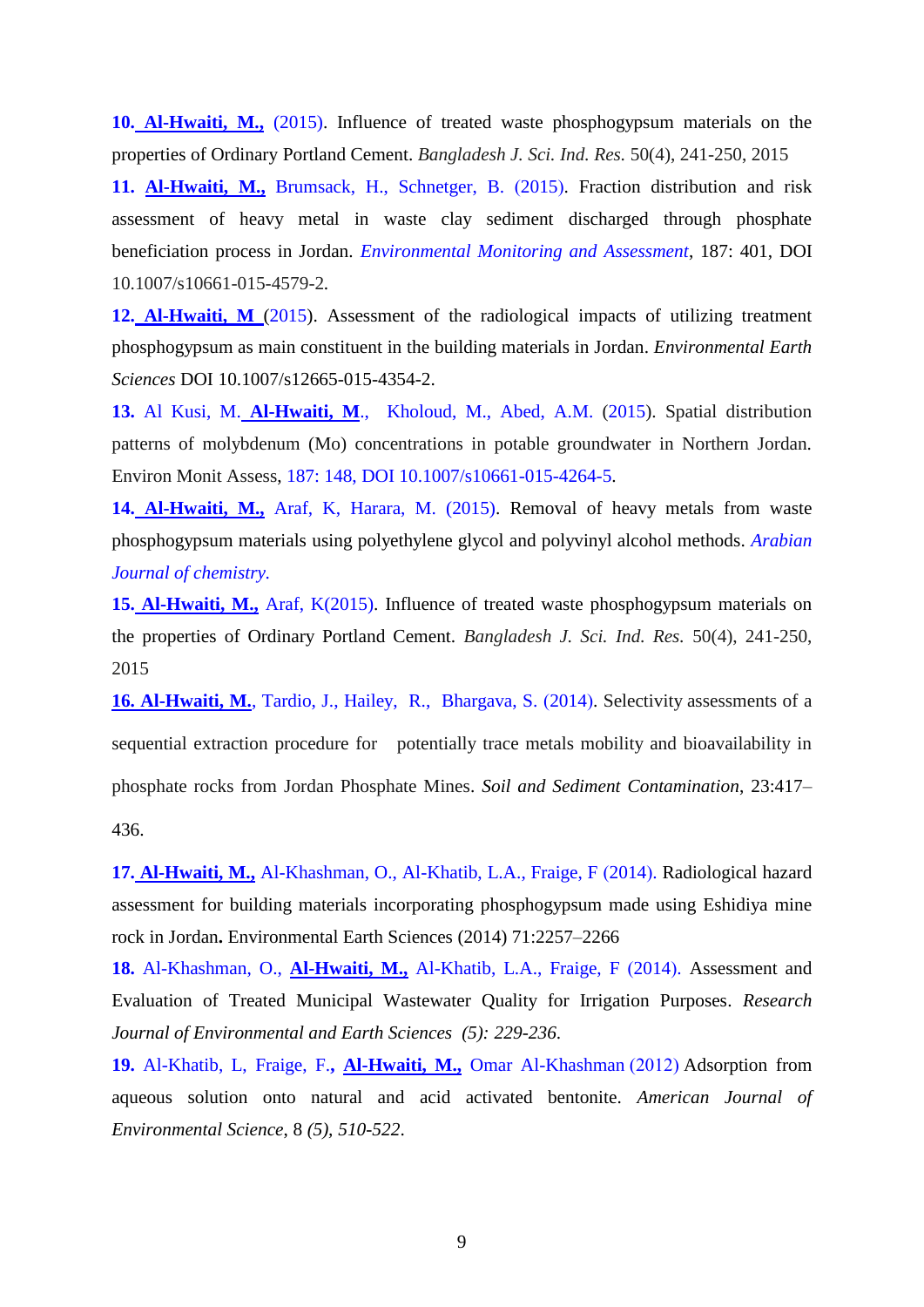**10. Al-Hwaiti, M.,** (2015). Influence of treated waste phosphogypsum materials on the properties of Ordinary Portland Cement. *Bangladesh J. Sci. Ind. Res.* 50(4), 241-250, 2015

**11. Al-Hwaiti, M.,** Brumsack, H., Schnetger, B. (2015). Fraction distribution and risk assessment of heavy metal in waste clay sediment discharged through phosphate beneficiation process in Jordan. *Environmental Monitoring and Assessment*, 187: 401, DOI 10.1007/s10661-015-4579-2.

**12. Al-Hwaiti, M** (2015). Assessment of the radiological impacts of utilizing treatment phosphogypsum as main constituent in the building materials in Jordan. *Environmental Earth Sciences* DOI 10.1007/s12665-015-4354-2.

**13.** Al Kusi, M. **Al-Hwaiti, M**., Kholoud, M., Abed, A.M. (2015). Spatial distribution patterns of molybdenum (Mo) concentrations in potable groundwater in Northern Jordan. Environ Monit Assess, 187: 148, DOI 10.1007/s10661-015-4264-5.

**14. Al-Hwaiti, M.,** Araf, K, Harara, M. (2015). Removal of heavy metals from waste phosphogypsum materials using polyethylene glycol and polyvinyl alcohol methods. *Arabian Journal of chemistry.*

**15. Al-Hwaiti, M.,** Araf, K(2015). Influence of treated waste phosphogypsum materials on the properties of Ordinary Portland Cement. *Bangladesh J. Sci. Ind. Res.* 50(4), 241-250, 2015

**16. Al-Hwaiti, M.**, Tardio, J., Hailey, R., Bhargava, S. (2014). Selectivity assessments of a sequential extraction procedure for potentially trace metals mobility and bioavailability in phosphate rocks from Jordan Phosphate Mines. *Soil and Sediment Contamination*, 23:417–436.

**17. Al-Hwaiti, M.,** Al-Khashman, O., Al-Khatib, L.A., Fraige, F (2014). Radiological hazard assessment for building materials incorporating phosphogypsum made using Eshidiya mine rock in Jordan**.** Environmental Earth Sciences (2014) 71:2257–2266

**18.** Al-Khashman, O., **Al-Hwaiti, M.,** Al-Khatib, L.A., Fraige, F (2014). Assessment and Evaluation of Treated Municipal Wastewater Quality for Irrigation Purposes. *Research Journal of Environmental and Earth Sciences (5): 229-236.*

**19.** Al-Khatib, L, Fraige, F.**, Al-Hwaiti, M.,** Omar Al-Khashman (2012) Adsorption from aqueous solution onto natural and acid activated bentonite. *American Journal of Environmental Science*, 8 *(5), 510-522.*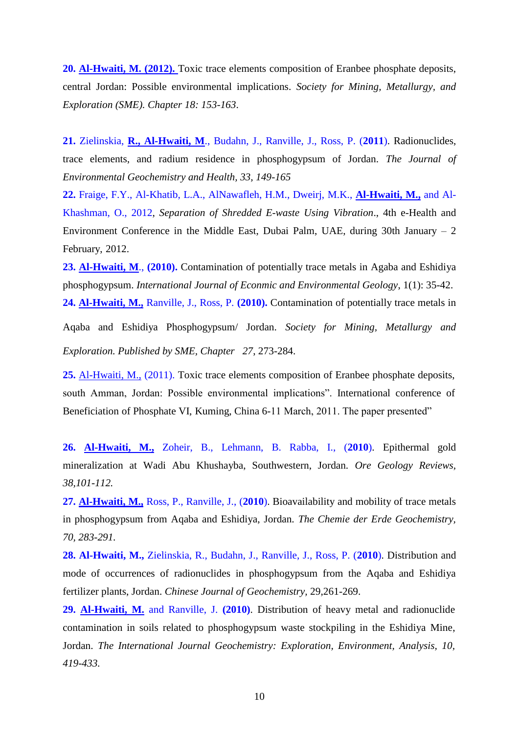**20. Al-Hwaiti, M. (2012).** Toxic trace elements composition of Eranbee phosphate deposits, central Jordan: Possible environmental implications. *Society for Mining, Metallurgy, and Exploration (SME). Chapter 18: 153-163*.

**21.** Zielinskia, **R., Al-Hwaiti, M**., Budahn, J., Ranville, J., Ross, P. (**2011**). Radionuclides, trace elements, and radium residence in phosphogypsum of Jordan. *The Journal of Environmental Geochemistry and Health, 33, 149-165*

**22.** Fraige, F.Y., Al-Khatib, L.A., AlNawafleh, H.M., Dweirj, M.K., **Al-Hwaiti, M.,** and Al-Khashman, O., 2012, *Separation of Shredded E-waste Using Vibration*., 4th e-Health and Environment Conference in the Middle East, Dubai Palm, UAE, during 30th January – 2 February, 2012.

**23. Al-Hwaiti, M**., **(2010).** Contamination of potentially trace metals in Agaba and Eshidiya phosphogypsum. *International Journal of Econmic and Environmental Geology*, 1(1): 35-42.

**24. Al-Hwaiti, M.,** Ranville, J., Ross, P. **(2010).** Contamination of potentially trace metals in Aqaba and Eshidiya Phosphogypsum/ Jordan. *Society for Mining, Metallurgy and Exploration. Published by SME, Chapter 27*, 273-284.

**25.** Al-Hwaiti, M., (2011). Toxic trace elements composition of Eranbee phosphate deposits, south Amman, Jordan: Possible environmental implications". International conference of Beneficiation of Phosphate VI, Kuming, China 6-11 March, 2011. The paper presented"

**26. Al-Hwaiti, M.,** Zoheir, B., Lehmann, B. Rabba, I., (**2010**). Epithermal gold mineralization at Wadi Abu Khushayba, Southwestern, Jordan. *Ore Geology Reviews, 38,101-112.*

**27. Al-Hwaiti, M.,** Ross, P., Ranville, J., (**2010**). Bioavailability and mobility of trace metals in phosphogypsum from Aqaba and Eshidiya, Jordan. *The Chemie der Erde Geochemistry, 70, 283-291.*

**28. Al-Hwaiti, M.,** Zielinskia, R., Budahn, J., Ranville, J., Ross, P. (**2010**). Distribution and mode of occurrences of radionuclides in phosphogypsum from the Aqaba and Eshidiya fertilizer plants, Jordan. *Chinese Journal of Geochemistry*, 29,261-269.

**29. Al-Hwaiti, M.** and Ranville, J. **(2010)**. Distribution of heavy metal and radionuclide contamination in soils related to phosphogypsum waste stockpiling in the Eshidiya Mine, Jordan. *The International Journal Geochemistry: Exploration, Environment, Analysis, 10, 419-433.*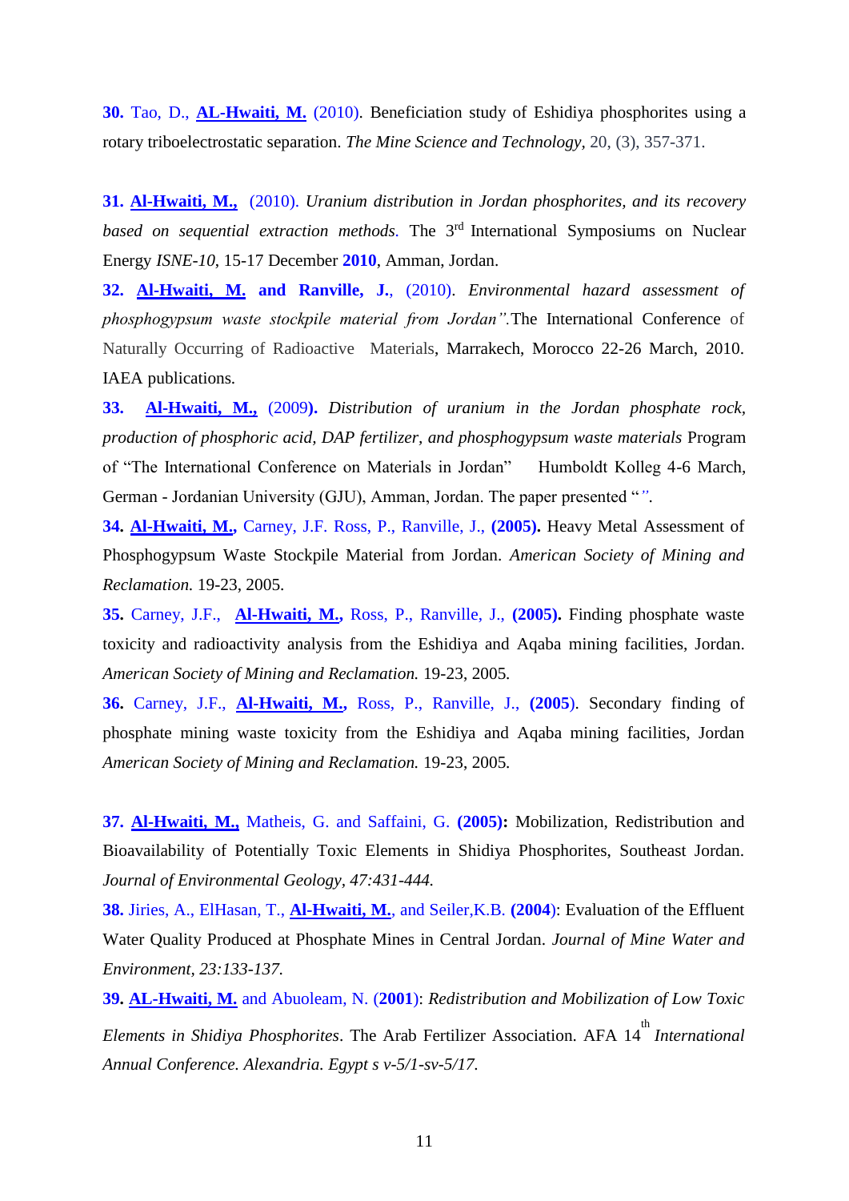**30.** Tao, D., **AL-Hwaiti, M.** (2010). Beneficiation study of Eshidiya phosphorites using a rotary triboelectrostatic separation. *The Mine Science and Technology*, 20, (3), 357-371.

**31. Al-Hwaiti, M.,** (2010). *Uranium distribution in Jordan phosphorites, and its recovery based on sequential extraction methods.* The 3rd International Symposiums on Nuclear Energy *ISNE-10*, 15-17 December **2010**, Amman, Jordan.

**32. Al-Hwaiti, M. and Ranville, J.**, (2010). *Environmental hazard assessment of phosphogypsum waste stockpile material from Jordan".*The International Conference of Naturally Occurring of Radioactive Materials, Marrakech, Morocco 22-26 March, 2010. IAEA publications.

**33. Al-Hwaiti, M.,** (2009**).** *Distribution of uranium in the Jordan phosphate rock, production of phosphoric acid, DAP fertilizer, and phosphogypsum waste materials* Program of "The International Conference on Materials in Jordan" Humboldt Kolleg 4-6 March, German - Jordanian University (GJU), Amman, Jordan. The paper presented "".

**34. Al-Hwaiti, M.,** Carney, J.F. Ross, P., Ranville, J., **(2005).** Heavy Metal Assessment of Phosphogypsum Waste Stockpile Material from Jordan. *American Society of Mining and Reclamation.* 19-23, 2005.

**35.** Carney, J.F., **Al-Hwaiti, M.,** Ross, P., Ranville, J., **(2005).** Finding phosphate waste toxicity and radioactivity analysis from the Eshidiya and Aqaba mining facilities, Jordan. *American Society of Mining and Reclamation.* 19-23, 2005.

**36.** Carney, J.F., **Al-Hwaiti, M.,** Ross, P., Ranville, J., **(2005)**. Secondary finding of phosphate mining waste toxicity from the Eshidiya and Aqaba mining facilities, Jordan *American Society of Mining and Reclamation.* 19-23, 2005.

**37. Al-Hwaiti, M.,** Matheis, G. and Saffaini, G. **(2005):** Mobilization, Redistribution and Bioavailability of Potentially Toxic Elements in Shidiya Phosphorites, Southeast Jordan. *Journal of Environmental Geology, 47:431-444.*

**38.** Jiries, A., ElHasan, T., **Al-Hwaiti, M.**, and Seiler,K.B. **(2004)**: Evaluation of the Effluent Water Quality Produced at Phosphate Mines in Central Jordan. *Journal of Mine Water and Environment, 23:133-137.*

**39. AL-Hwaiti, M.** and Abuoleam, N. (**2001**): *Redistribution and Mobilization of Low Toxic Elements in Shidiya Phosphorites*. The Arab Fertilizer Association. AFA 14th *International Annual Conference. Alexandria. Egypt s v-5/1-sv-5/17.*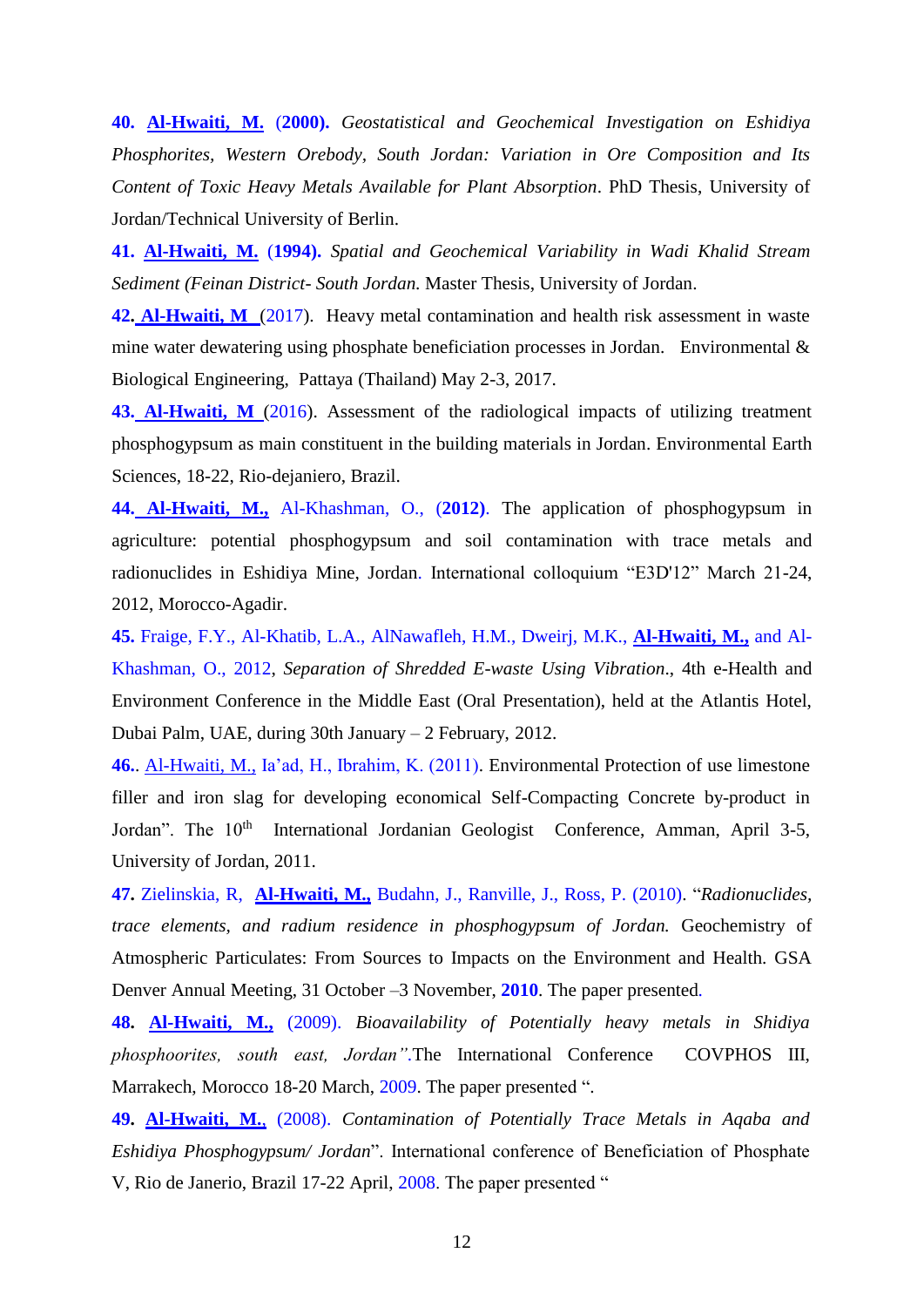**40.** **Al-Hwaiti, M.** **(2000).** *Geostatistical and Geochemical Investigation on Eshidiya Phosphorites, Western Orebody, South Jordan: Variation in Ore Composition and Its Content of Toxic Heavy Metals Available for Plant Absorption*. PhD Thesis, University of Jordan/Technical University of Berlin.

**41.** **Al-Hwaiti, M.** **(1994).** *Spatial and Geochemical Variability in Wadi Khalid Stream Sediment (Feinan District- South Jordan.* Master Thesis, University of Jordan.

**42.** **Al-Hwaiti, M** (2017). Heavy metal contamination and health risk assessment in waste mine water dewatering using phosphate beneficiation processes in Jordan. Environmental & Biological Engineering, Pattaya (Thailand) May 2-3, 2017.

**43.** **Al-Hwaiti, M** (2016). Assessment of the radiological impacts of utilizing treatment phosphogypsum as main constituent in the building materials in Jordan. Environmental Earth Sciences, 18-22, Rio-dejaniero, Brazil.

**44.** **Al-Hwaiti, M.,** Al-Khashman, O., **(2012)**. The application of phosphogypsum in agriculture: potential phosphogypsum and soil contamination with trace metals and radionuclides in Eshidiya Mine, Jordan. International colloquium "E3D'12" March 21-24, 2012, Morocco-Agadir.

**45.** Fraige, F.Y., Al-Khatib, L.A., AlNawafleh, H.M., Dweirj, M.K., **Al-Hwaiti, M.,** and Al-Khashman, O., 2012, *Separation of Shredded E-waste Using Vibration*., 4th e-Health and Environment Conference in the Middle East (Oral Presentation), held at the Atlantis Hotel, Dubai Palm, UAE, during 30th January – 2 February, 2012.

**46.**. Al-Hwaiti, M., Ia'ad, H., Ibrahim, K. (2011). Environmental Protection of use limestone filler and iron slag for developing economical Self-Compacting Concrete by-product in Jordan". The 10th International Jordanian Geologist Conference, Amman, April 3-5, University of Jordan, 2011.

**47.** Zielinskia, R, **Al-Hwaiti, M.,** Budahn, J., Ranville, J., Ross, P. (2010). "*Radionuclides, trace elements, and radium residence in phosphogypsum of Jordan.* Geochemistry of Atmospheric Particulates: From Sources to Impacts on the Environment and Health. GSA Denver Annual Meeting, 31 October –3 November, **2010**. The paper presented.

**48.** **Al-Hwaiti, M.,** (2009). *Bioavailability of Potentially heavy metals in Shidiya phosphoorites, south east, Jordan"*.The International Conference COVPHOS III, Marrakech, Morocco 18-20 March, 2009. The paper presented ".

**49.** **Al-Hwaiti, M.,** (2008). *Contamination of Potentially Trace Metals in Aqaba and Eshidiya Phosphogypsum/ Jordan*". International conference of Beneficiation of Phosphate V, Rio de Janerio, Brazil 17-22 April, 2008. The paper presented "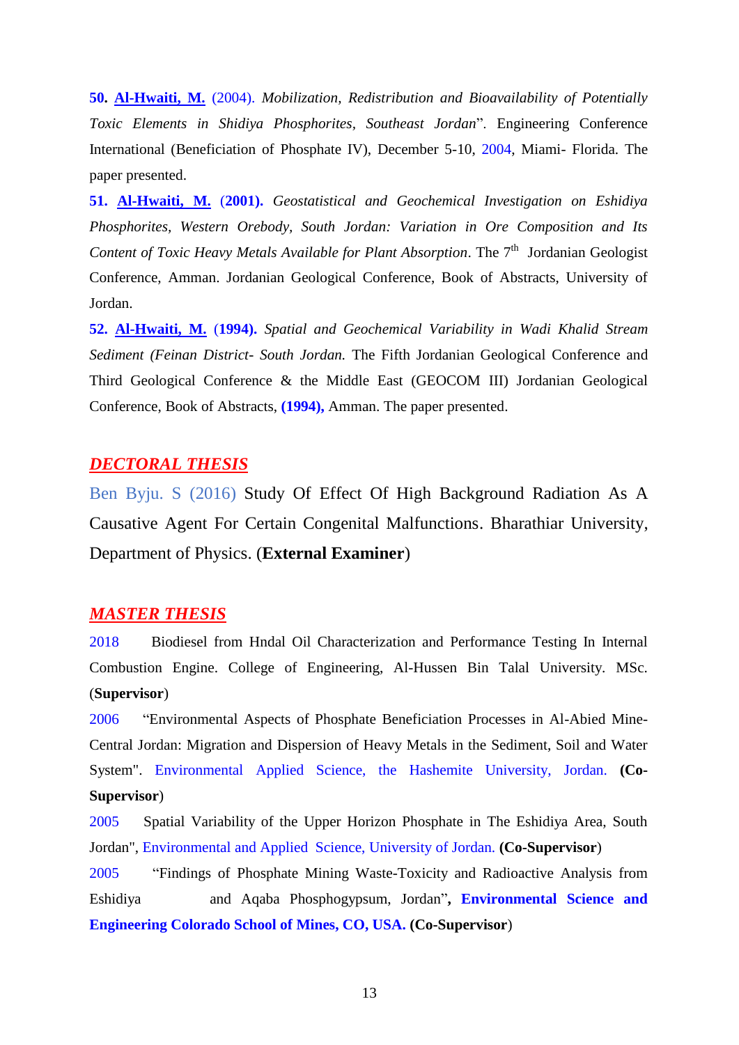**50. Al-Hwaiti, M.** (2004). *Mobilization, Redistribution and Bioavailability of Potentially Toxic Elements in Shidiya Phosphorites, Southeast Jordan*". Engineering Conference International (Beneficiation of Phosphate IV), December 5-10, 2004, Miami- Florida. The paper presented.

**51. Al-Hwaiti, M. (2001).** *Geostatistical and Geochemical Investigation on Eshidiya Phosphorites, Western Orebody, South Jordan: Variation in Ore Composition and Its Content of Toxic Heavy Metals Available for Plant Absorption*. The 7th Jordanian Geologist Conference, Amman. Jordanian Geological Conference, Book of Abstracts, University of Jordan.

**52. Al-Hwaiti, M. (1994).** *Spatial and Geochemical Variability in Wadi Khalid Stream Sediment (Feinan District- South Jordan.* The Fifth Jordanian Geological Conference and Third Geological Conference & the Middle East (GEOCOM III) Jordanian Geological Conference, Book of Abstracts, **(1994),** Amman. The paper presented.

## *DECTORAL THESIS*

Ben Byju. S (2016) Study Of Effect Of High Background Radiation As A Causative Agent For Certain Congenital Malfunctions. Bharathiar University, Department of Physics. (**External Examiner**)

## *MASTER THESIS*

2018 Biodiesel from Hndal Oil Characterization and Performance Testing In Internal Combustion Engine. College of Engineering, Al-Hussen Bin Talal University. MSc. (**Supervisor**)

2006 "Environmental Aspects of Phosphate Beneficiation Processes in Al-Abied Mine- Central Jordan: Migration and Dispersion of Heavy Metals in the Sediment, Soil and Water System". Environmental Applied Science, the Hashemite University, Jordan. **(Co-Supervisor**)

2005 Spatial Variability of the Upper Horizon Phosphate in The Eshidiya Area, South Jordan", Environmental and Applied Science, University of Jordan. **(Co-Supervisor**)

2005 "Findings of Phosphate Mining Waste-Toxicity and Radioactive Analysis from Eshidiya and Aqaba Phosphogypsum, Jordan"**, Environmental Science and Engineering Colorado School of Mines, CO, USA. (Co-Supervisor**)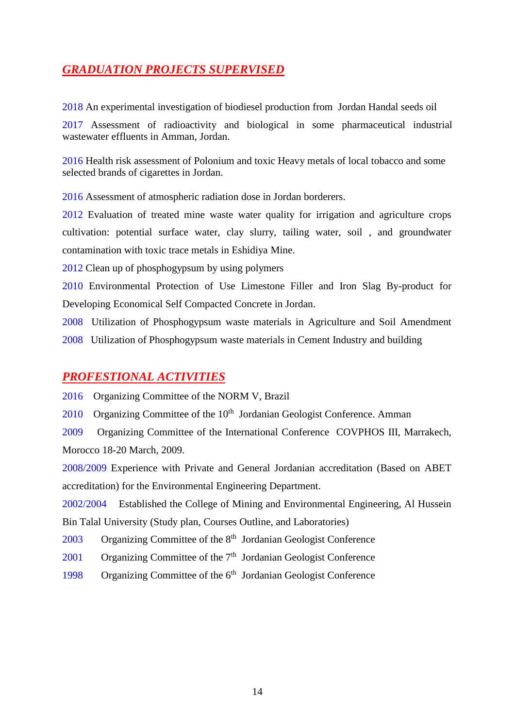## *GRADUATION PROJECTS SUPERVISED*

2018 An experimental investigation of biodiesel production from Jordan Handal seeds oil

2017 Assessment of radioactivity and biological in some pharmaceutical industrial wastewater effluents in Amman, Jordan.

2016 Health risk assessment of Polonium and toxic Heavy metals of local tobacco and some selected brands of cigarettes in Jordan.

2016 Assessment of atmospheric radiation dose in Jordan borderers.

2012 Evaluation of treated mine waste water quality for irrigation and agriculture crops cultivation: potential surface water, clay slurry, tailing water, soil , and groundwater contamination with toxic trace metals in Eshidiya Mine.

2012 Clean up of phosphogypsum by using polymers

2010 Environmental Protection of Use Limestone Filler and Iron Slag By-product for Developing Economical Self Compacted Concrete in Jordan.

2008 Utilization of Phosphogypsum waste materials in Agriculture and Soil Amendment

2008 Utilization of Phosphogypsum waste materials in Cement Industry and building

## *PROFESTIONAL ACTIVITIES*

2016 Organizing Committee of the NORM V, Brazil

2010 Organizing Committee of the 10th Jordanian Geologist Conference. Amman

2009 Organizing Committee of the International Conference COVPHOS III, Marrakech, Morocco 18-20 March, 2009.

2008/2009 Experience with Private and General Jordanian accreditation (Based on ABET accreditation) for the Environmental Engineering Department.

2002/2004 Established the College of Mining and Environmental Engineering, Al Hussein Bin Talal University (Study plan, Courses Outline, and Laboratories)

2003 Organizing Committee of the 8th Jordanian Geologist Conference

2001 Organizing Committee of the 7th Jordanian Geologist Conference

1998 Organizing Committee of the 6th Jordanian Geologist Conference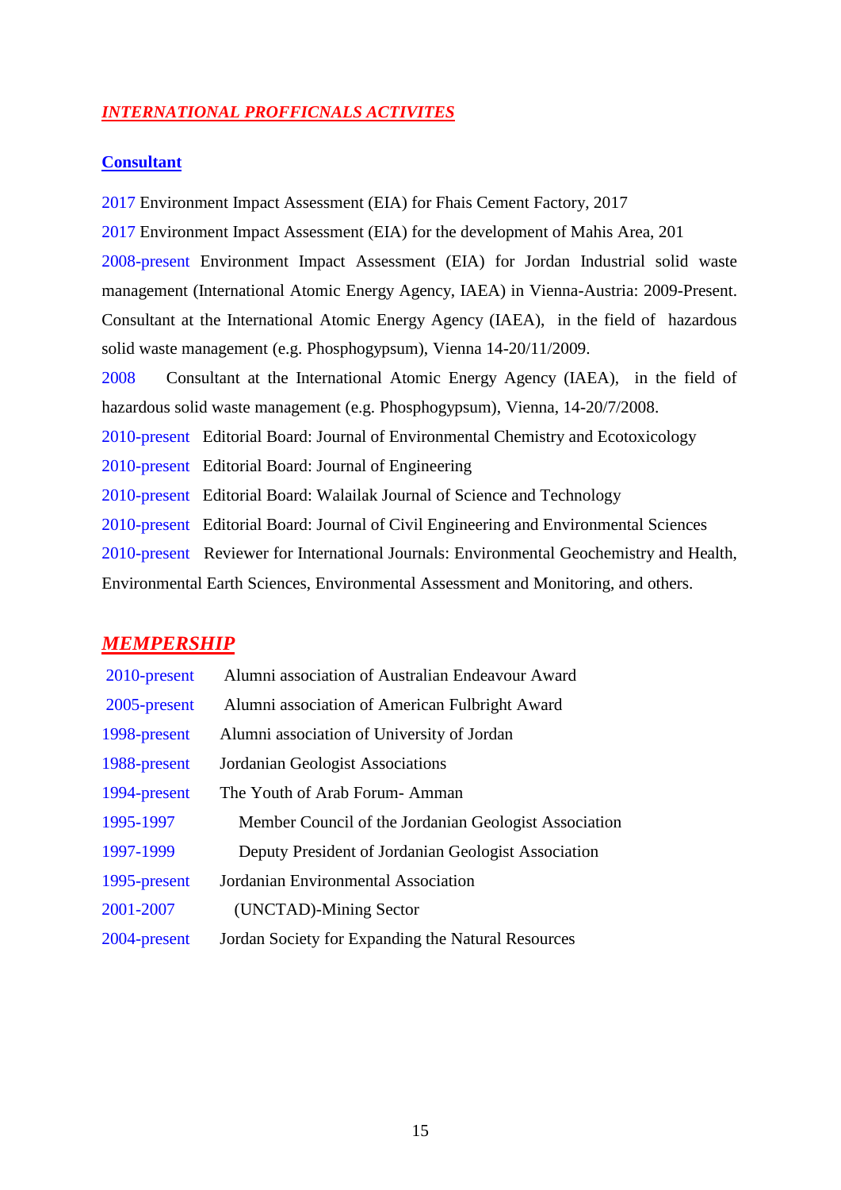## ***INTERNATIONAL PROFFICNALS ACTIVITES***

### **Consultant**

2017 Environment Impact Assessment (EIA) for Fhais Cement Factory, 2017

2017 Environment Impact Assessment (EIA) for the development of Mahis Area, 201

2008-present Environment Impact Assessment (EIA) for Jordan Industrial solid waste management (International Atomic Energy Agency, IAEA) in Vienna-Austria: 2009-Present. Consultant at the International Atomic Energy Agency (IAEA), in the field of hazardous solid waste management (e.g. Phosphogypsum), Vienna 14-20/11/2009.

2008 Consultant at the International Atomic Energy Agency (IAEA), in the field of hazardous solid waste management (e.g. Phosphogypsum), Vienna, 14-20/7/2008.

2010-present Editorial Board: Journal of Environmental Chemistry and Ecotoxicology

2010-present Editorial Board: Journal of Engineering

2010-present Editorial Board: Walailak Journal of Science and Technology

2010-present Editorial Board: Journal of Civil Engineering and Environmental Sciences

2010-present Reviewer for International Journals: Environmental Geochemistry and Health, Environmental Earth Sciences, Environmental Assessment and Monitoring, and others.

## ***MEMPERSHIP***

2010-present Alumni association of Australian Endeavour Award

2005-present Alumni association of American Fulbright Award

1998-present Alumni association of University of Jordan

1988-present Jordanian Geologist Associations

1994-present The Youth of Arab Forum- Amman

1995-1997 Member Council of the Jordanian Geologist Association

1997-1999 Deputy President of Jordanian Geologist Association

1995-present Jordanian Environmental Association

2001-2007 (UNCTAD)-Mining Sector

2004-present Jordan Society for Expanding the Natural Resources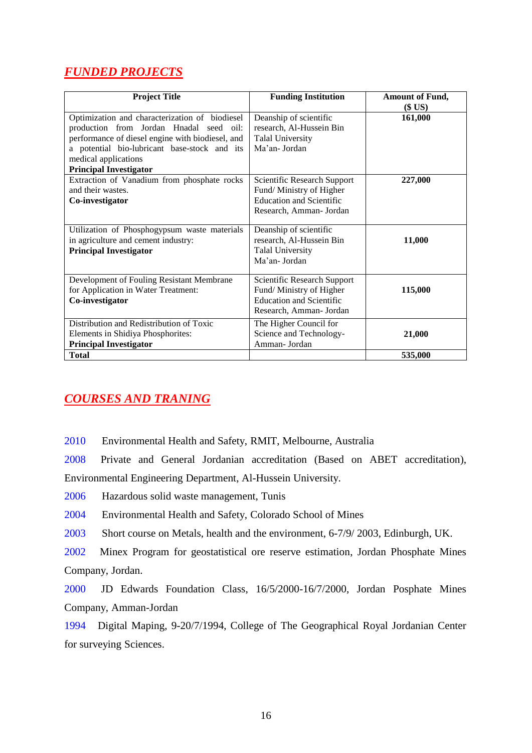## *FUNDED PROJECTS*

| Project Title | Funding Institution | Amount of Fund, ($ US) |
|---|---|---|
| Optimization and characterization of biodiesel production from Jordan Hnadal seed oil: performance of diesel engine with biodiesel, and a potential bio-lubricant base-stock and its medical applications **Principal Investigator** | Deanship of scientific research, Al-Hussein Bin Talal University Ma'an- Jordan | **161,000** |
| Extraction of Vanadium from phosphate rocks and their wastes. **Co-investigator** | Scientific Research Support Fund/ Ministry of Higher Education and Scientific Research, Amman- Jordan | **227,000** |
| Utilization of Phosphogypsum waste materials in agriculture and cement industry: **Principal Investigator** | Deanship of scientific research, Al-Hussein Bin Talal University Ma'an- Jordan | **11,000** |
| Development of Fouling Resistant Membrane for Application in Water Treatment: **Co-investigator** | Scientific Research Support Fund/ Ministry of Higher Education and Scientific Research, Amman- Jordan | **115,000** |
| Distribution and Redistribution of Toxic Elements in Shidiya Phosphorites: **Principal Investigator** | The Higher Council for Science and Technology- Amman- Jordan | **21,000** |
| **Total** | | **535,000** |

## *COURSES AND TRANING*

2010 Environmental Health and Safety, RMIT, Melbourne, Australia

2008 Private and General Jordanian accreditation (Based on ABET accreditation), Environmental Engineering Department, Al-Hussein University.

2006 Hazardous solid waste management, Tunis

2004 Environmental Health and Safety, Colorado School of Mines

2003 Short course on Metals, health and the environment, 6-7/9/ 2003, Edinburgh, UK.

2002 Minex Program for geostatistical ore reserve estimation, Jordan Phosphate Mines Company, Jordan.

2000 JD Edwards Foundation Class, 16/5/2000-16/7/2000, Jordan Posphate Mines Company, Amman-Jordan

1994 Digital Maping, 9-20/7/1994, College of The Geographical Royal Jordanian Center for surveying Sciences.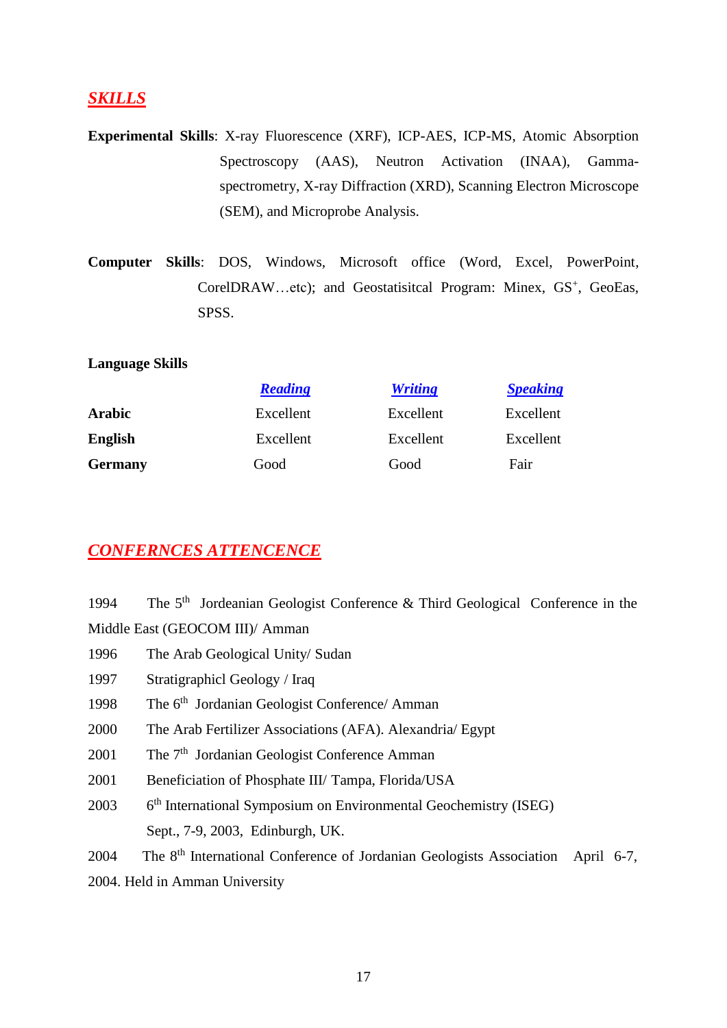## ***SKILLS***

**Experimental Skills**: X-ray Fluorescence (XRF), ICP-AES, ICP-MS, Atomic Absorption Spectroscopy (AAS), Neutron Activation (INAA), Gamma-spectrometry, X-ray Diffraction (XRD), Scanning Electron Microscope (SEM), and Microprobe Analysis.

**Computer Skills**: DOS, Windows, Microsoft office (Word, Excel, PowerPoint, CorelDRAW…etc); and Geostatisitcal Program: Minex, $GS^+$, GeoEas, SPSS.

**Language Skills**

| | ***Reading*** | ***Writing*** | ***Speaking*** |
|---|---|---|---|
| **Arabic** | Excellent | Excellent | Excellent |
| **English** | Excellent | Excellent | Excellent |
| **Germany** | Good | Good | Fair |

## ***CONFERNCES ATTENCENCE***

1994 The 5th Jordeanian Geologist Conference & Third Geological Conference in the Middle East (GEOCOM III)/ Amman

1996 The Arab Geological Unity/ Sudan

1997 Stratigraphicl Geology / Iraq

1998 The 6th Jordanian Geologist Conference/ Amman

2000 The Arab Fertilizer Associations (AFA). Alexandria/ Egypt

2001 The 7th Jordanian Geologist Conference Amman

2001 Beneficiation of Phosphate III/ Tampa, Florida/USA

2003 6th International Symposium on Environmental Geochemistry (ISEG) Sept., 7-9, 2003, Edinburgh, UK.

2004 The 8th International Conference of Jordanian Geologists Association April 6-7, 2004. Held in Amman University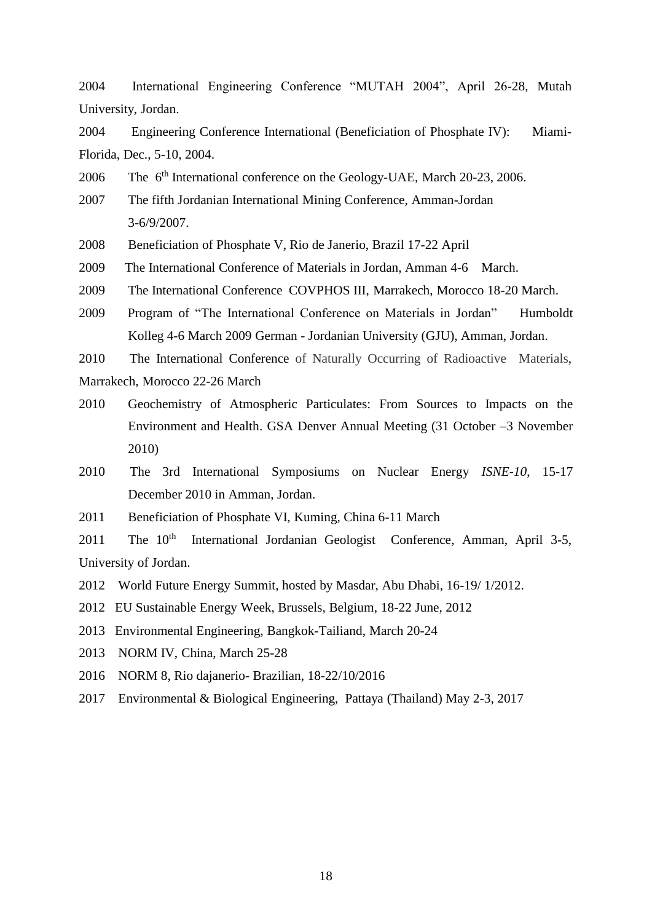2004 International Engineering Conference “MUTAH 2004”, April 26-28, Mutah University, Jordan.

2004 Engineering Conference International (Beneficiation of Phosphate IV): Miami-Florida, Dec., 5-10, 2004.

2006 The 6th International conference on the Geology-UAE, March 20-23, 2006.

2007 The fifth Jordanian International Mining Conference, Amman-Jordan 3-6/9/2007.

2008 Beneficiation of Phosphate V, Rio de Janerio, Brazil 17-22 April

2009 The International Conference of Materials in Jordan, Amman 4-6 March.

2009 The International Conference COVPHOS III, Marrakech, Morocco 18-20 March.

2009 Program of “The International Conference on Materials in Jordan” Humboldt Kolleg 4-6 March 2009 German - Jordanian University (GJU), Amman, Jordan.

2010 The International Conference of Naturally Occurring of Radioactive Materials, Marrakech, Morocco 22-26 March

2010 Geochemistry of Atmospheric Particulates: From Sources to Impacts on the Environment and Health. GSA Denver Annual Meeting (31 October –3 November 2010)

2010 The 3rd International Symposiums on Nuclear Energy *ISNE-10*, 15-17 December 2010 in Amman, Jordan.

2011 Beneficiation of Phosphate VI, Kuming, China 6-11 March

2011 The 10th International Jordanian Geologist Conference, Amman, April 3-5, University of Jordan.

2012 World Future Energy Summit, hosted by Masdar, Abu Dhabi, 16-19/ 1/2012.

2012 EU Sustainable Energy Week, Brussels, Belgium, 18-22 June, 2012

2013 Environmental Engineering, Bangkok-Tailiand, March 20-24

2013 NORM IV, China, March 25-28

2016 NORM 8, Rio dajanerio- Brazilian, 18-22/10/2016

2017 Environmental & Biological Engineering, Pattaya (Thailand) May 2-3, 2017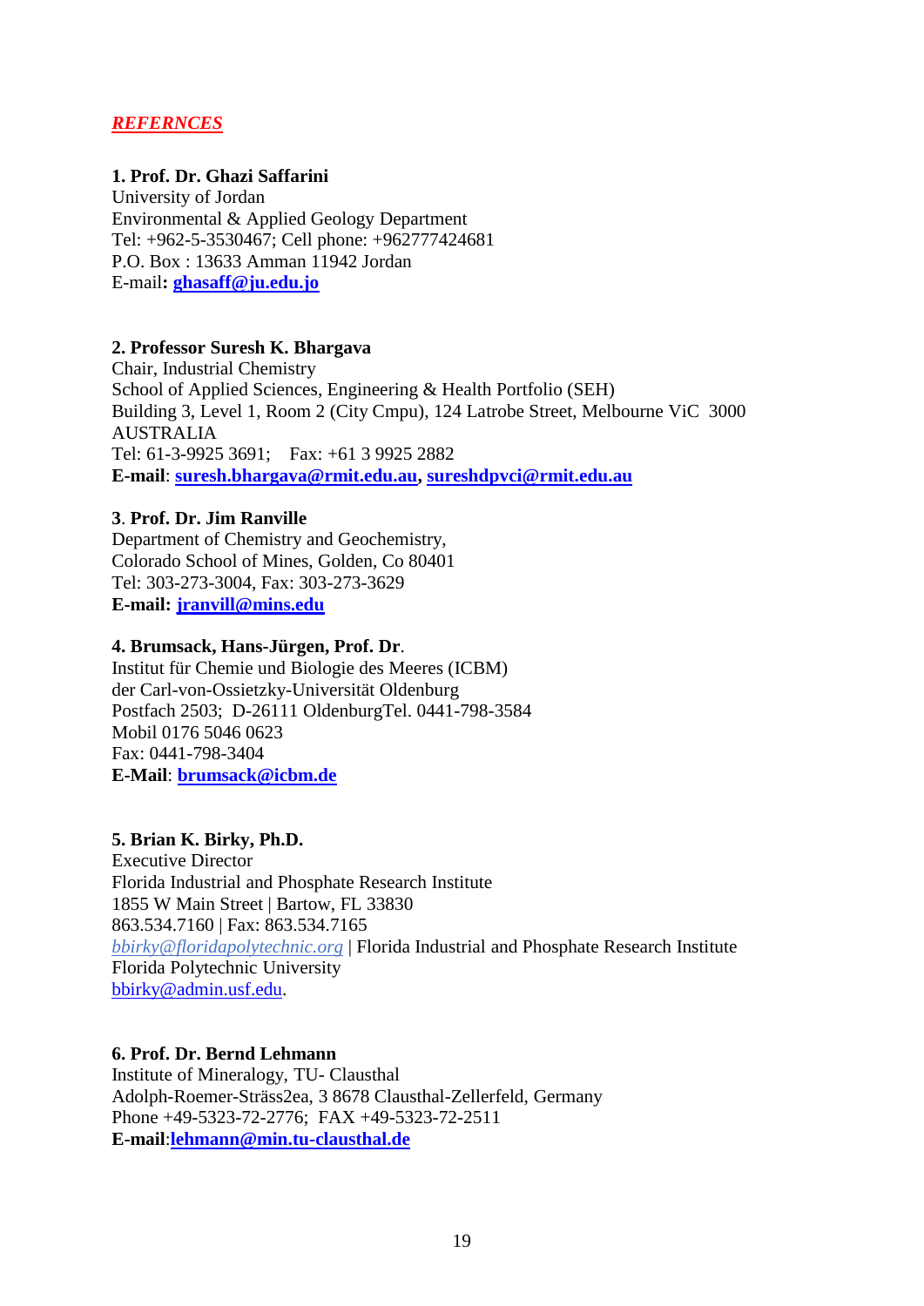***REFERNCES***

**1. Prof. Dr. Ghazi Saffarini**
University of Jordan
Environmental & Applied Geology Department
Tel: +962-5-3530467; Cell phone: +962777424681
P.O. Box : 13633 Amman 11942 Jordan
E-mail**:** **ghasaff@ju.edu.jo**

**2. Professor Suresh K. Bhargava**
Chair, Industrial Chemistry
School of Applied Sciences, Engineering & Health Portfolio (SEH)
Building 3, Level 1, Room 2 (City Cmpu), 124 Latrobe Street, Melbourne ViC 3000
AUSTRALIA
Tel: 61-3-9925 3691; Fax: +61 3 9925 2882
**E-mail**: **suresh.bhargava@rmit.edu.au**, **sureshdpvci@rmit.edu.au**

**3**. **Prof. Dr. Jim Ranville**
Department of Chemistry and Geochemistry,
Colorado School of Mines, Golden, Co 80401
Tel: 303-273-3004, Fax: 303-273-3629
**E-mail: jranvill@mins.edu**

**4. Brumsack, Hans-Jürgen, Prof. Dr**.
Institut für Chemie und Biologie des Meeres (ICBM)
der Carl-von-Ossietzky-Universität Oldenburg
Postfach 2503; D-26111 OldenburgTel. 0441-798-3584
Mobil 0176 5046 0623
Fax: 0441-798-3404
**E-Mail**: **brumsack@icbm.de**

**5. Brian K. Birky, Ph.D.**
Executive Director
Florida Industrial and Phosphate Research Institute
1855 W Main Street | Bartow, FL 33830
863.534.7160 | Fax: 863.534.7165
*bbirky@floridapolytechnic.org* | Florida Industrial and Phosphate Research Institute
Florida Polytechnic University
bbirky@admin.usf.edu.

**6. Prof. Dr. Bernd Lehmann**
Institute of Mineralogy, TU- Clausthal
Adolph-Roemer-Sträss2ea, 3 8678 Clausthal-Zellerfeld, Germany
Phone +49-5323-72-2776; FAX +49-5323-72-2511
**E-mail**:**lehmann@min.tu-clausthal.de**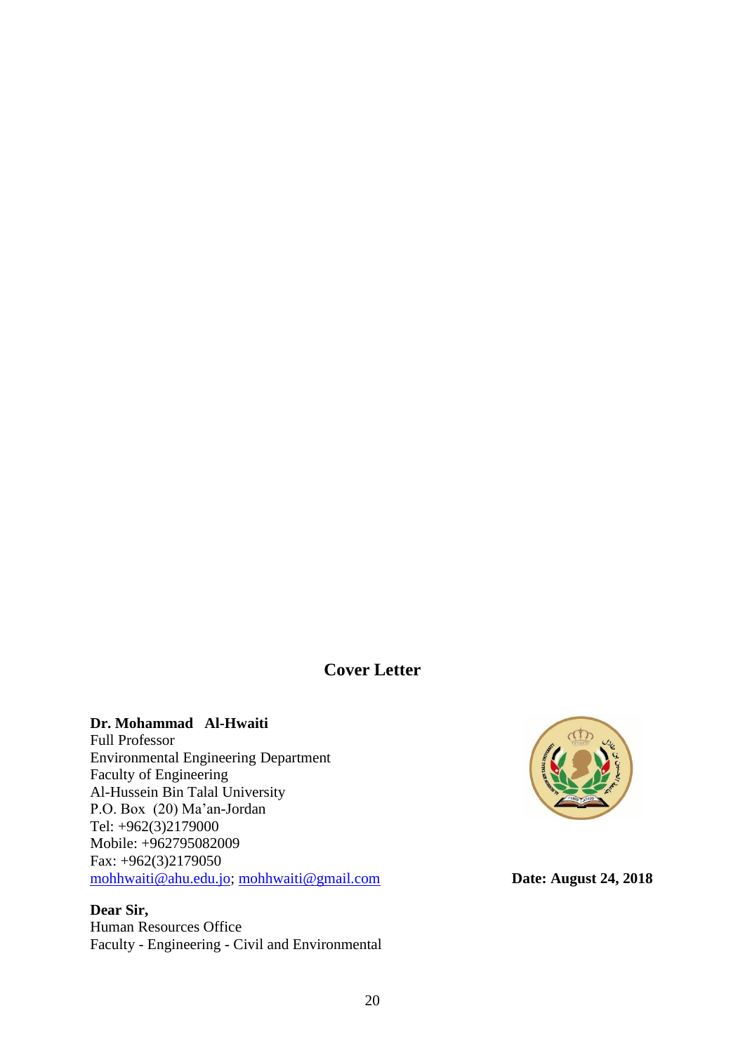## Cover Letter

**Dr. Mohammad Al-Hwaiti**
Full Professor
Environmental Engineering Department
Faculty of Engineering
Al-Hussein Bin Talal University
P.O. Box (20) Ma'an-Jordan
Tel: +962(3)2179000
Mobile: +962795082009
Fax: +962(3)2179050
mohhwaiti@ahu.edu.jo; mohhwaiti@gmail.com

**Date: August 24, 2018**

**Dear Sir,**
Human Resources Office
Faculty - Engineering - Civil and Environmental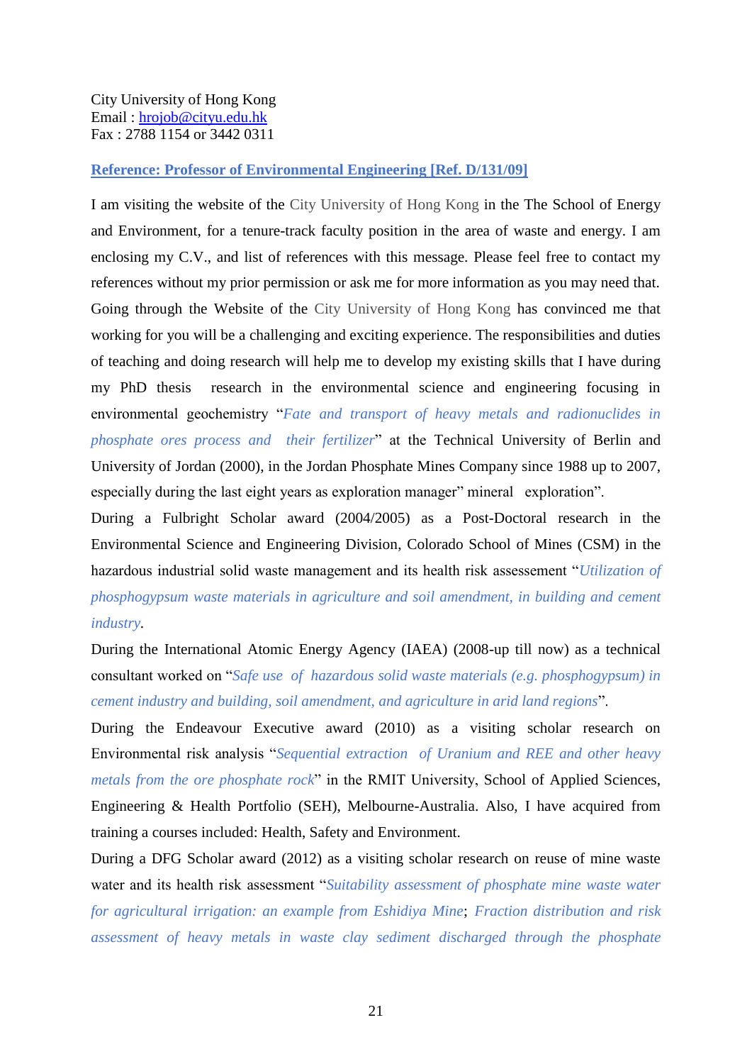City University of Hong Kong
Email : hrojob@cityu.edu.hk
Fax : 2788 1154 or 3442 0311

**Reference: Professor of Environmental Engineering [Ref. D/131/09]**

I am visiting the website of the City University of Hong Kong in the The School of Energy and Environment, for a tenure-track faculty position in the area of waste and energy. I am enclosing my C.V., and list of references with this message. Please feel free to contact my references without my prior permission or ask me for more information as you may need that. Going through the Website of the City University of Hong Kong has convinced me that working for you will be a challenging and exciting experience. The responsibilities and duties of teaching and doing research will help me to develop my existing skills that I have during my PhD thesis research in the environmental science and engineering focusing in environmental geochemistry "*Fate and transport of heavy metals and radionuclides in phosphate ores process and their fertilizer*" at the Technical University of Berlin and University of Jordan (2000), in the Jordan Phosphate Mines Company since 1988 up to 2007, especially during the last eight years as exploration manager" mineral exploration".

During a Fulbright Scholar award (2004/2005) as a Post-Doctoral research in the Environmental Science and Engineering Division, Colorado School of Mines (CSM) in the hazardous industrial solid waste management and its health risk assessement "*Utilization of phosphogypsum waste materials in agriculture and soil amendment, in building and cement industry*.

During the International Atomic Energy Agency (IAEA) (2008-up till now) as a technical consultant worked on "*Safe use of hazardous solid waste materials (e.g. phosphogypsum) in cement industry and building, soil amendment, and agriculture in arid land regions*".

During the Endeavour Executive award (2010) as a visiting scholar research on Environmental risk analysis "*Sequential extraction of Uranium and REE and other heavy metals from the ore phosphate rock*" in the RMIT University, School of Applied Sciences, Engineering & Health Portfolio (SEH), Melbourne-Australia. Also, I have acquired from training a courses included: Health, Safety and Environment.

During a DFG Scholar award (2012) as a visiting scholar research on reuse of mine waste water and its health risk assessment "*Suitability assessment of phosphate mine waste water for agricultural irrigation: an example from Eshidiya Mine*; *Fraction distribution and risk assessment of heavy metals in waste clay sediment discharged through the phosphate*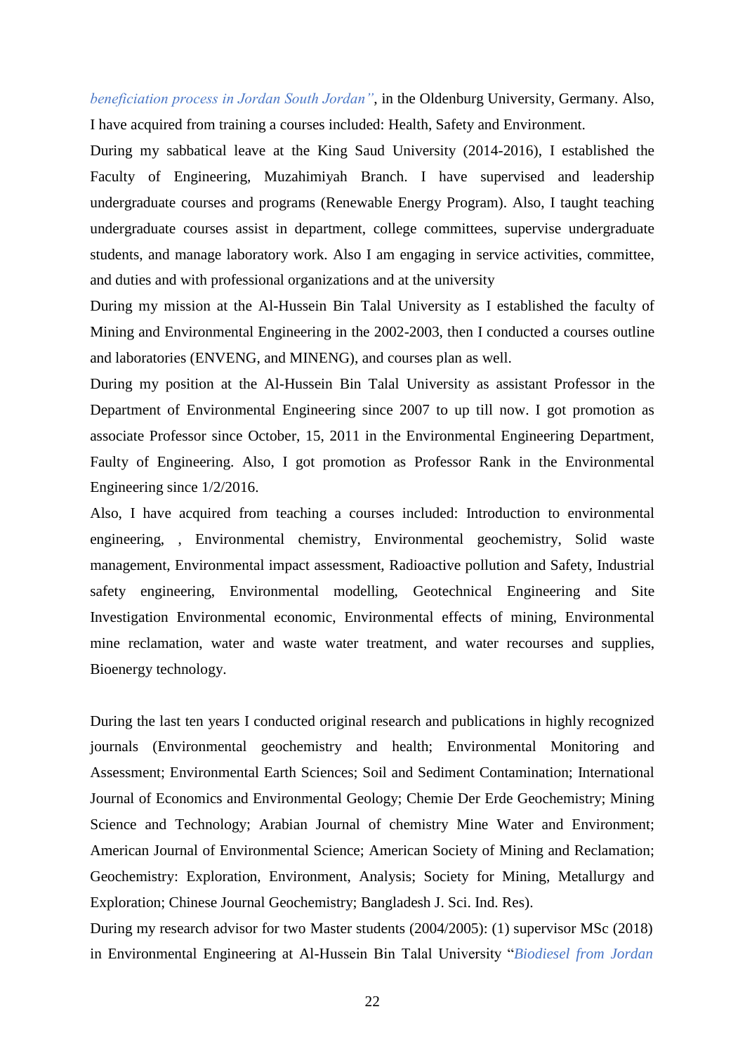*beneficiation process in Jordan South Jordan"*, in the Oldenburg University, Germany. Also, I have acquired from training a courses included: Health, Safety and Environment.

During my sabbatical leave at the King Saud University (2014-2016), I established the Faculty of Engineering, Muzahimiyah Branch. I have supervised and leadership undergraduate courses and programs (Renewable Energy Program). Also, I taught teaching undergraduate courses assist in department, college committees, supervise undergraduate students, and manage laboratory work. Also I am engaging in service activities, committee, and duties and with professional organizations and at the university

During my mission at the Al-Hussein Bin Talal University as I established the faculty of Mining and Environmental Engineering in the 2002-2003, then I conducted a courses outline and laboratories (ENVENG, and MINENG), and courses plan as well.

During my position at the Al-Hussein Bin Talal University as assistant Professor in the Department of Environmental Engineering since 2007 to up till now. I got promotion as associate Professor since October, 15, 2011 in the Environmental Engineering Department, Faulty of Engineering. Also, I got promotion as Professor Rank in the Environmental Engineering since 1/2/2016.

Also, I have acquired from teaching a courses included: Introduction to environmental engineering, , Environmental chemistry, Environmental geochemistry, Solid waste management, Environmental impact assessment, Radioactive pollution and Safety, Industrial safety engineering, Environmental modelling, Geotechnical Engineering and Site Investigation Environmental economic, Environmental effects of mining, Environmental mine reclamation, water and waste water treatment, and water recourses and supplies, Bioenergy technology.

During the last ten years I conducted original research and publications in highly recognized journals (Environmental geochemistry and health; Environmental Monitoring and Assessment; Environmental Earth Sciences; Soil and Sediment Contamination; International Journal of Economics and Environmental Geology; Chemie Der Erde Geochemistry; Mining Science and Technology; Arabian Journal of chemistry Mine Water and Environment; American Journal of Environmental Science; American Society of Mining and Reclamation; Geochemistry: Exploration, Environment, Analysis; Society for Mining, Metallurgy and Exploration; Chinese Journal Geochemistry; Bangladesh J. Sci. Ind. Res).

During my research advisor for two Master students (2004/2005): (1) supervisor MSc (2018) in Environmental Engineering at Al-Hussein Bin Talal University "*Biodiesel from Jordan*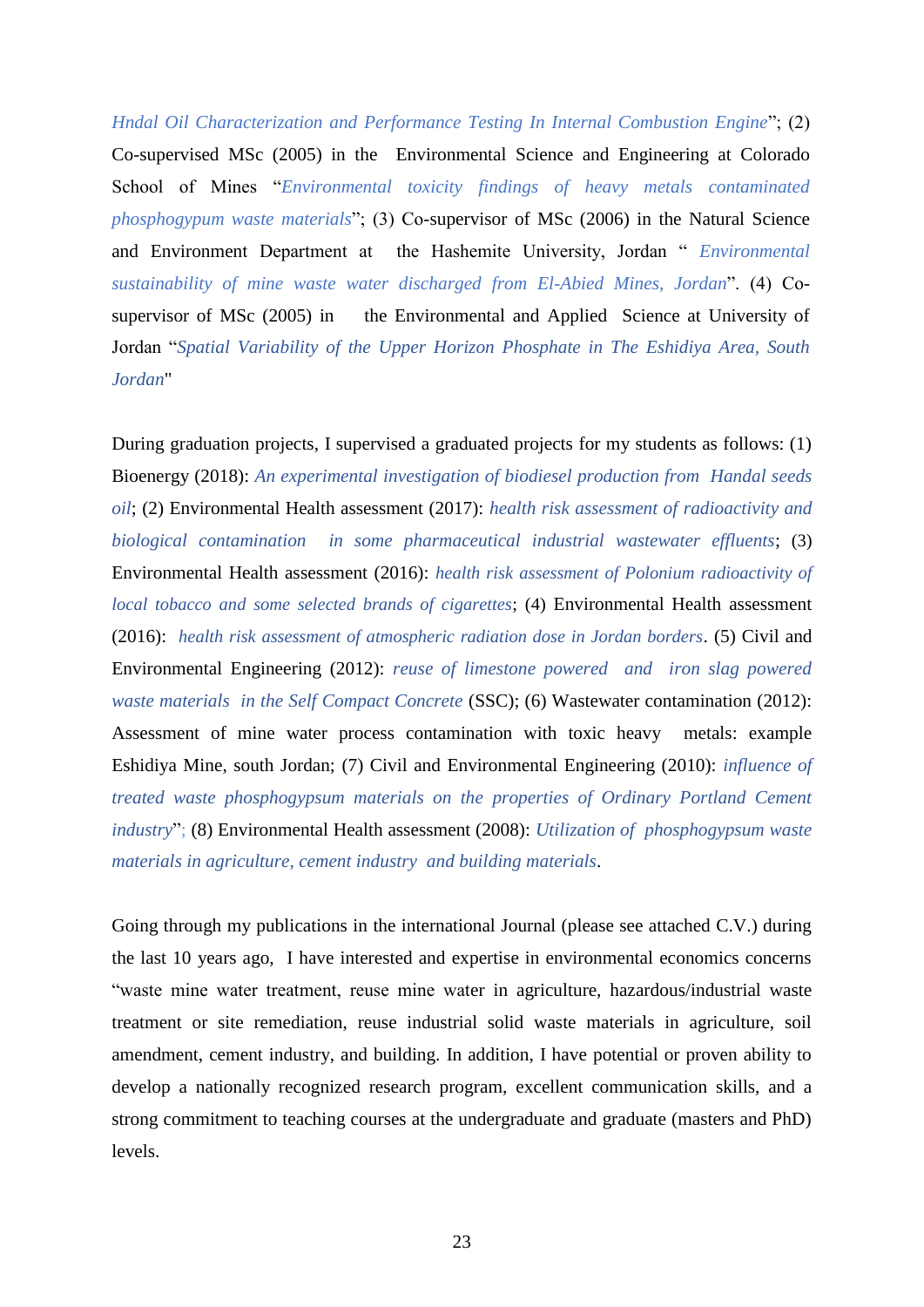*Hndal Oil Characterization and Performance Testing In Internal Combustion Engine*"; (2) Co-supervised MSc (2005) in the Environmental Science and Engineering at Colorado School of Mines "*Environmental toxicity findings of heavy metals contaminated phosphogypum waste materials*"; (3) Co-supervisor of MSc (2006) in the Natural Science and Environment Department at the Hashemite University, Jordan " *Environmental sustainability of mine waste water discharged from El-Abied Mines, Jordan*". (4) Co-supervisor of MSc (2005) in the Environmental and Applied Science at University of Jordan "*Spatial Variability of the Upper Horizon Phosphate in The Eshidiya Area, South Jordan*"

During graduation projects, I supervised a graduated projects for my students as follows: (1) Bioenergy (2018): *An experimental investigation of biodiesel production from Handal seeds oil*; (2) Environmental Health assessment (2017): *health risk assessment of radioactivity and biological contamination in some pharmaceutical industrial wastewater effluents*; (3) Environmental Health assessment (2016): *health risk assessment of Polonium radioactivity of local tobacco and some selected brands of cigarettes*; (4) Environmental Health assessment (2016): *health risk assessment of atmospheric radiation dose in Jordan borders*. (5) Civil and Environmental Engineering (2012): *reuse of limestone powered and iron slag powered waste materials in the Self Compact Concrete* (SSC); (6) Wastewater contamination (2012): Assessment of mine water process contamination with toxic heavy metals: example Eshidiya Mine, south Jordan; (7) Civil and Environmental Engineering (2010): *influence of treated waste phosphogypsum materials on the properties of Ordinary Portland Cement industry*"; (8) Environmental Health assessment (2008): *Utilization of phosphogypsum waste materials in agriculture, cement industry and building materials*.

Going through my publications in the international Journal (please see attached C.V.) during the last 10 years ago, I have interested and expertise in environmental economics concerns "waste mine water treatment, reuse mine water in agriculture, hazardous/industrial waste treatment or site remediation, reuse industrial solid waste materials in agriculture, soil amendment, cement industry, and building. In addition, I have potential or proven ability to develop a nationally recognized research program, excellent communication skills, and a strong commitment to teaching courses at the undergraduate and graduate (masters and PhD) levels.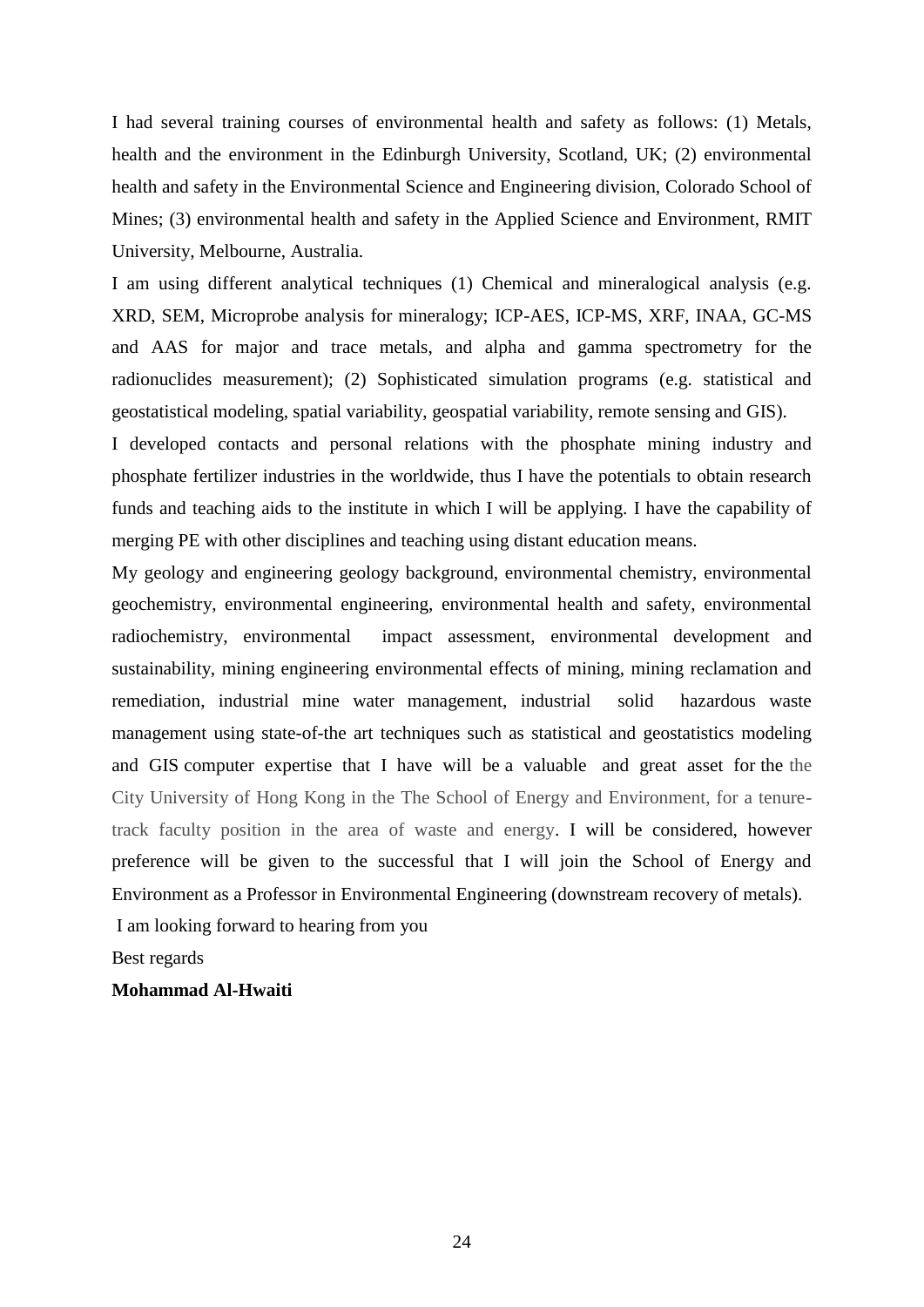I had several training courses of environmental health and safety as follows: (1) Metals, health and the environment in the Edinburgh University, Scotland, UK; (2) environmental health and safety in the Environmental Science and Engineering division, Colorado School of Mines; (3) environmental health and safety in the Applied Science and Environment, RMIT University, Melbourne, Australia.

I am using different analytical techniques (1) Chemical and mineralogical analysis (e.g. XRD, SEM, Microprobe analysis for mineralogy; ICP-AES, ICP-MS, XRF, INAA, GC-MS and AAS for major and trace metals, and alpha and gamma spectrometry for the radionuclides measurement); (2) Sophisticated simulation programs (e.g. statistical and geostatistical modeling, spatial variability, geospatial variability, remote sensing and GIS).

I developed contacts and personal relations with the phosphate mining industry and phosphate fertilizer industries in the worldwide, thus I have the potentials to obtain research funds and teaching aids to the institute in which I will be applying. I have the capability of merging PE with other disciplines and teaching using distant education means.

My geology and engineering geology background, environmental chemistry, environmental geochemistry, environmental engineering, environmental health and safety, environmental radiochemistry, environmental impact assessment, environmental development and sustainability, mining engineering environmental effects of mining, mining reclamation and remediation, industrial mine water management, industrial solid hazardous waste management using state-of-the art techniques such as statistical and geostatistics modeling and GIS computer expertise that I have will be a valuable and great asset for the the City University of Hong Kong in the The School of Energy and Environment, for a tenure-track faculty position in the area of waste and energy. I will be considered, however preference will be given to the successful that I will join the School of Energy and Environment as a Professor in Environmental Engineering (downstream recovery of metals).

I am looking forward to hearing from you

Best regards

**Mohammad Al-Hwaiti**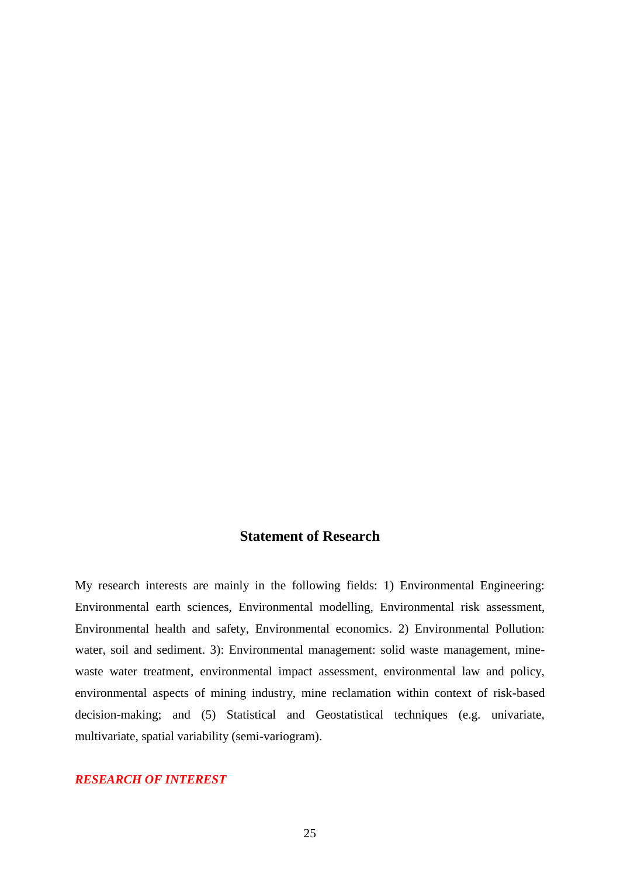## Statement of Research

My research interests are mainly in the following fields: 1) Environmental Engineering: Environmental earth sciences, Environmental modelling, Environmental risk assessment, Environmental health and safety, Environmental economics. 2) Environmental Pollution: water, soil and sediment. 3): Environmental management: solid waste management, mine-waste water treatment, environmental impact assessment, environmental law and policy, environmental aspects of mining industry, mine reclamation within context of risk-based decision-making; and (5) Statistical and Geostatistical techniques (e.g. univariate, multivariate, spatial variability (semi-variogram).

***RESEARCH OF INTEREST***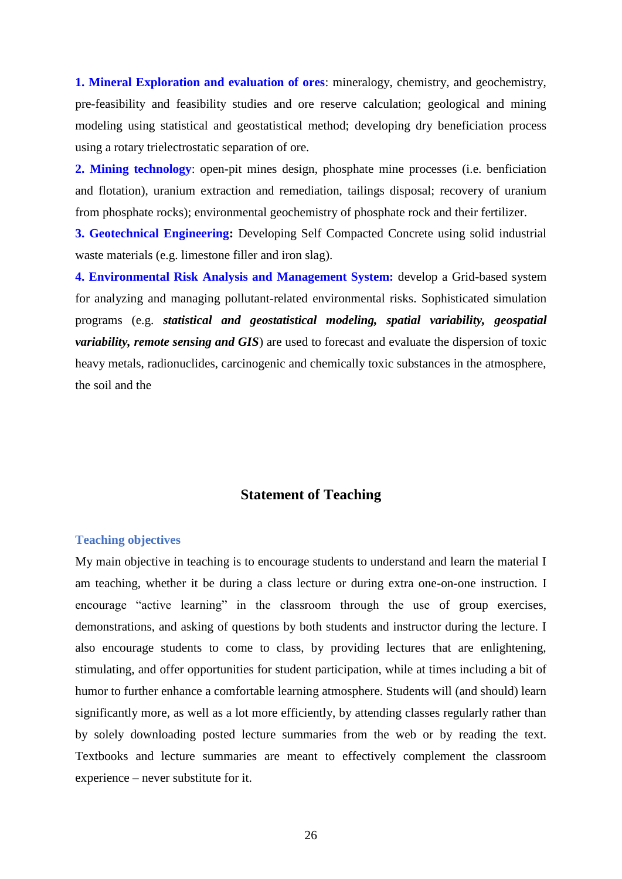**1. Mineral Exploration and evaluation of ores**: mineralogy, chemistry, and geochemistry, pre-feasibility and feasibility studies and ore reserve calculation; geological and mining modeling using statistical and geostatistical method; developing dry beneficiation process using a rotary trielectrostatic separation of ore.

**2. Mining technology**: open-pit mines design, phosphate mine processes (i.e. benficiation and flotation), uranium extraction and remediation, tailings disposal; recovery of uranium from phosphate rocks); environmental geochemistry of phosphate rock and their fertilizer.

**3. Geotechnical Engineering:** Developing Self Compacted Concrete using solid industrial waste materials (e.g. limestone filler and iron slag).

**4. Environmental Risk Analysis and Management System:** develop a Grid-based system for analyzing and managing pollutant-related environmental risks. Sophisticated simulation programs (e.g. ***statistical and geostatistical modeling, spatial variability, geospatial variability, remote sensing and GIS***) are used to forecast and evaluate the dispersion of toxic heavy metals, radionuclides, carcinogenic and chemically toxic substances in the atmosphere, the soil and the

## Statement of Teaching

### Teaching objectives

My main objective in teaching is to encourage students to understand and learn the material I am teaching, whether it be during a class lecture or during extra one-on-one instruction. I encourage "active learning" in the classroom through the use of group exercises, demonstrations, and asking of questions by both students and instructor during the lecture. I also encourage students to come to class, by providing lectures that are enlightening, stimulating, and offer opportunities for student participation, while at times including a bit of humor to further enhance a comfortable learning atmosphere. Students will (and should) learn significantly more, as well as a lot more efficiently, by attending classes regularly rather than by solely downloading posted lecture summaries from the web or by reading the text. Textbooks and lecture summaries are meant to effectively complement the classroom experience – never substitute for it.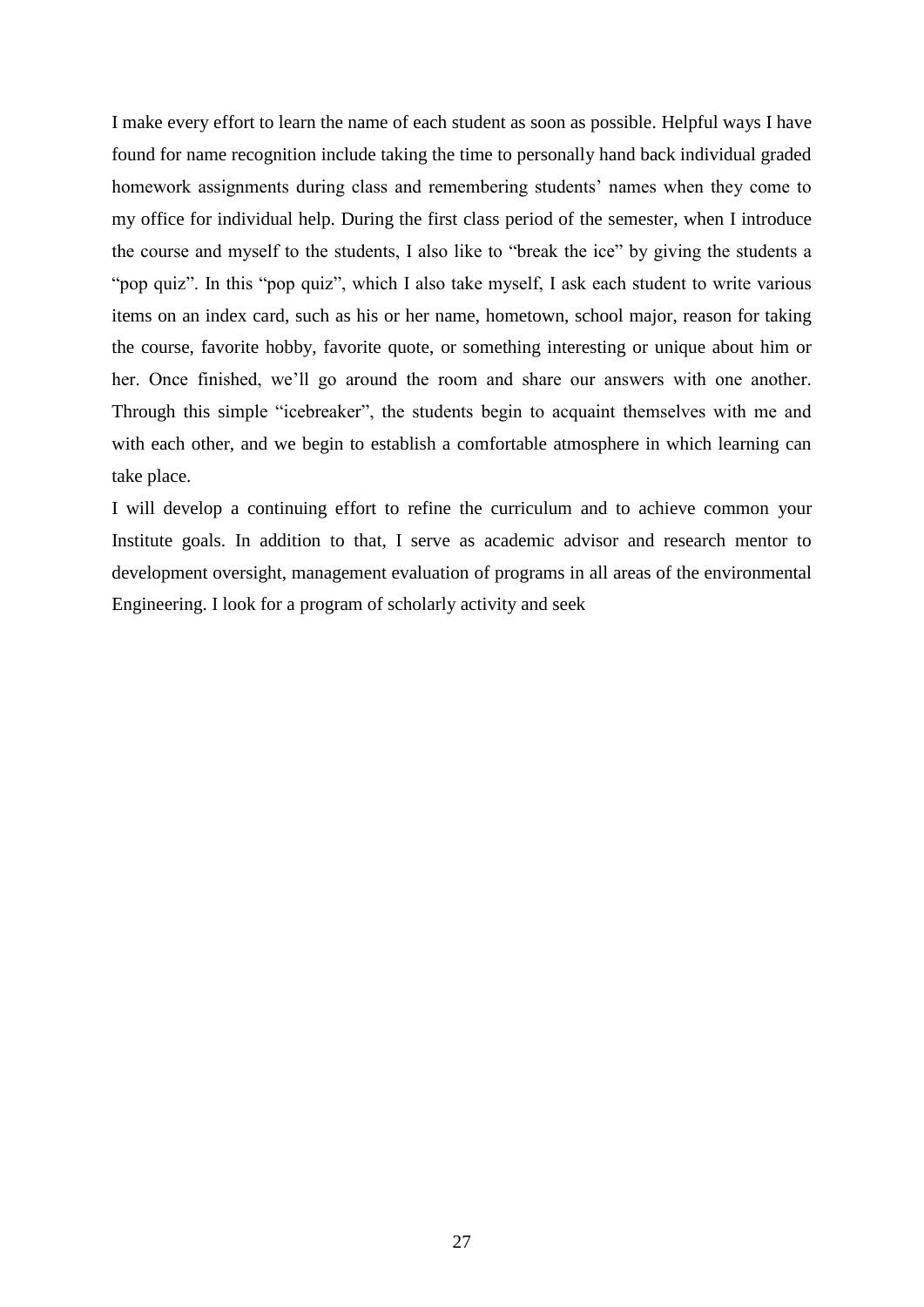I make every effort to learn the name of each student as soon as possible. Helpful ways I have found for name recognition include taking the time to personally hand back individual graded homework assignments during class and remembering students' names when they come to my office for individual help. During the first class period of the semester, when I introduce the course and myself to the students, I also like to "break the ice" by giving the students a "pop quiz". In this "pop quiz", which I also take myself, I ask each student to write various items on an index card, such as his or her name, hometown, school major, reason for taking the course, favorite hobby, favorite quote, or something interesting or unique about him or her. Once finished, we'll go around the room and share our answers with one another. Through this simple "icebreaker", the students begin to acquaint themselves with me and with each other, and we begin to establish a comfortable atmosphere in which learning can take place.

I will develop a continuing effort to refine the curriculum and to achieve common your Institute goals. In addition to that, I serve as academic advisor and research mentor to development oversight, management evaluation of programs in all areas of the environmental Engineering. I look for a program of scholarly activity and seek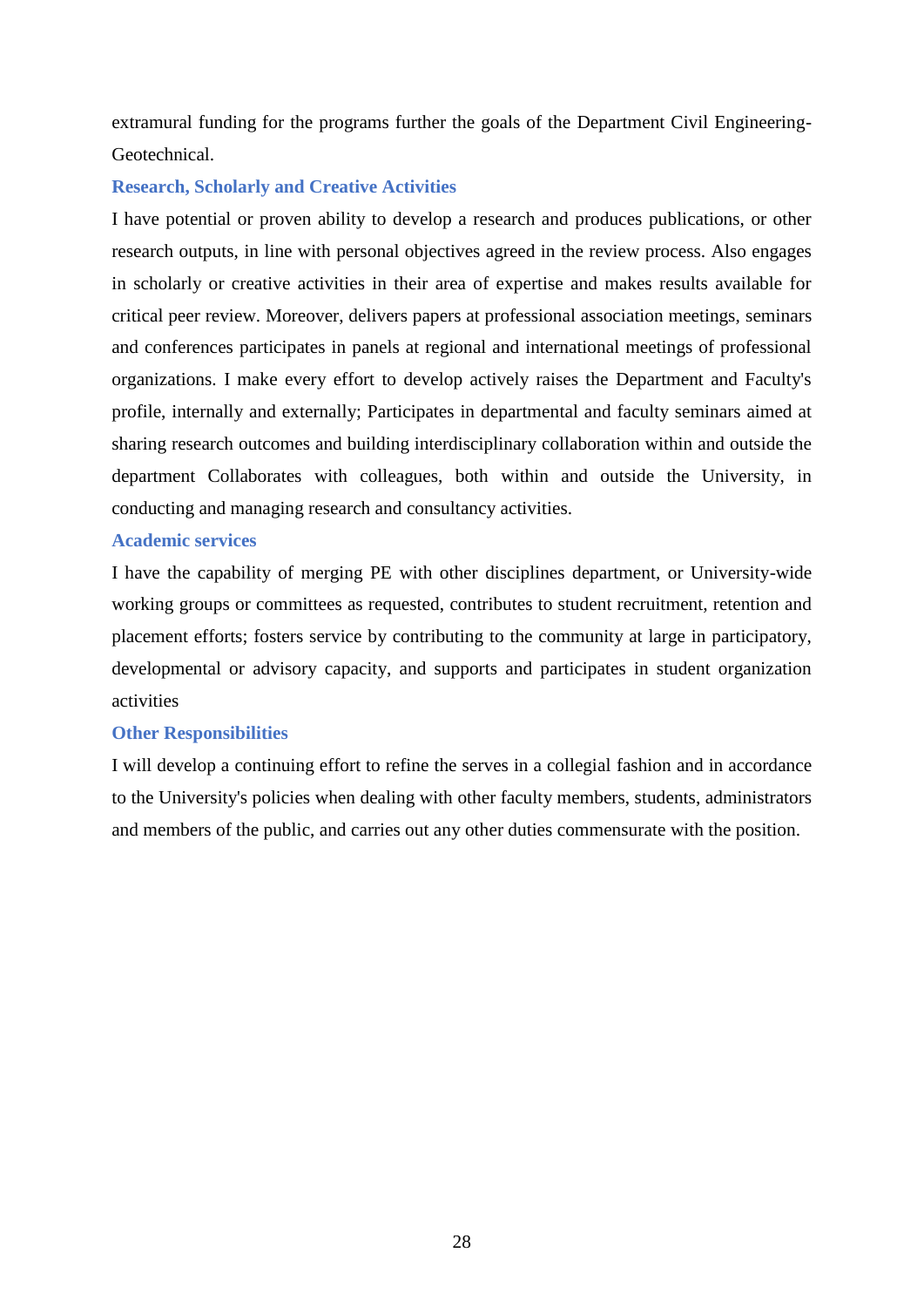extramural funding for the programs further the goals of the Department Civil Engineering-Geotechnical.

### Research, Scholarly and Creative Activities

I have potential or proven ability to develop a research and produces publications, or other research outputs, in line with personal objectives agreed in the review process. Also engages in scholarly or creative activities in their area of expertise and makes results available for critical peer review. Moreover, delivers papers at professional association meetings, seminars and conferences participates in panels at regional and international meetings of professional organizations. I make every effort to develop actively raises the Department and Faculty's profile, internally and externally; Participates in departmental and faculty seminars aimed at sharing research outcomes and building interdisciplinary collaboration within and outside the department Collaborates with colleagues, both within and outside the University, in conducting and managing research and consultancy activities.

### Academic services

I have the capability of merging PE with other disciplines department, or University-wide working groups or committees as requested, contributes to student recruitment, retention and placement efforts; fosters service by contributing to the community at large in participatory, developmental or advisory capacity, and supports and participates in student organization activities

### Other Responsibilities

I will develop a continuing effort to refine the serves in a collegial fashion and in accordance to the University's policies when dealing with other faculty members, students, administrators and members of the public, and carries out any other duties commensurate with the position.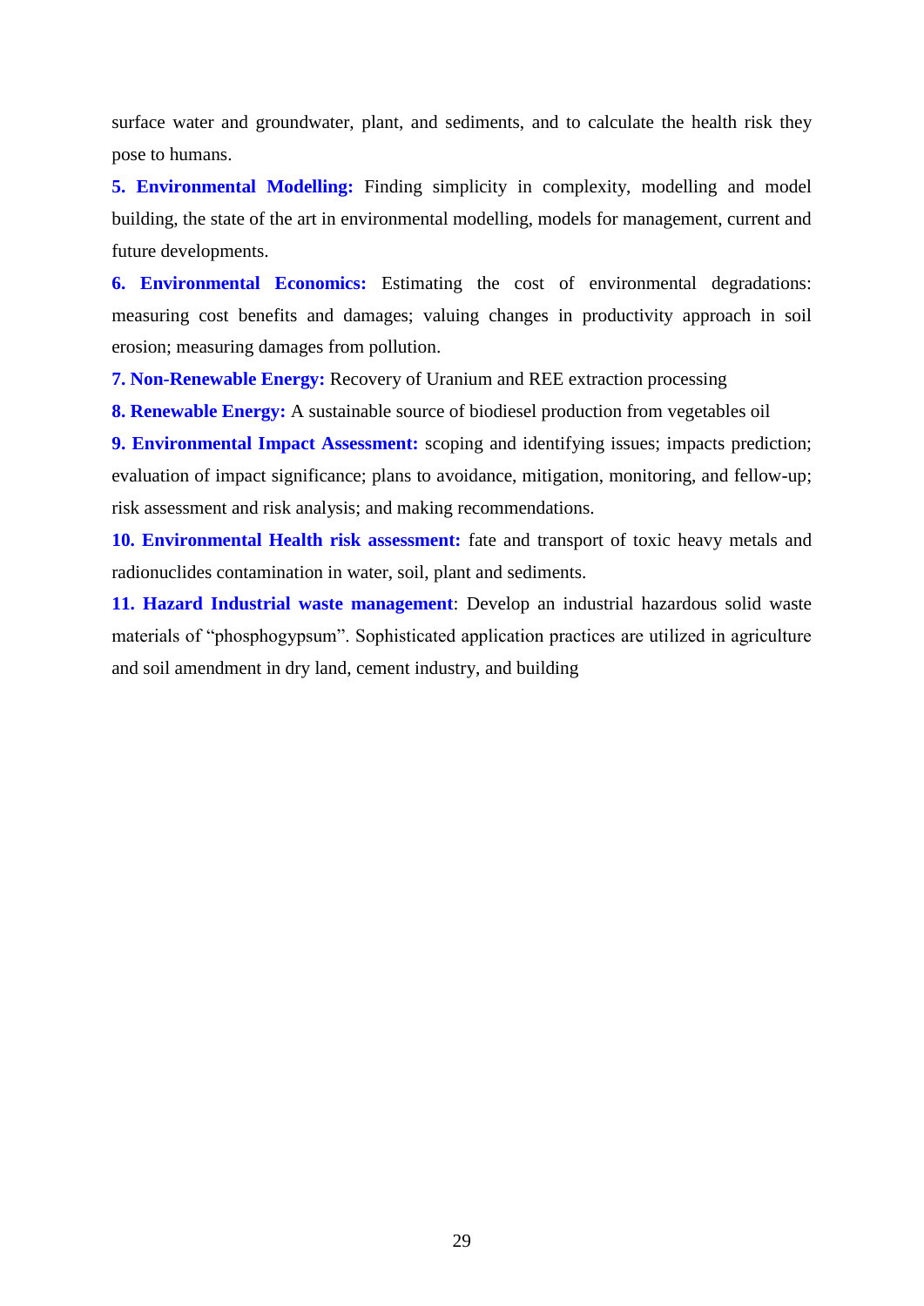surface water and groundwater, plant, and sediments, and to calculate the health risk they pose to humans.

**5. Environmental Modelling:** Finding simplicity in complexity, modelling and model building, the state of the art in environmental modelling, models for management, current and future developments.

**6. Environmental Economics:** Estimating the cost of environmental degradations: measuring cost benefits and damages; valuing changes in productivity approach in soil erosion; measuring damages from pollution.

**7. Non-Renewable Energy:** Recovery of Uranium and REE extraction processing

**8. Renewable Energy:** A sustainable source of biodiesel production from vegetables oil

**9. Environmental Impact Assessment:** scoping and identifying issues; impacts prediction; evaluation of impact significance; plans to avoidance, mitigation, monitoring, and fellow-up; risk assessment and risk analysis; and making recommendations.

**10. Environmental Health risk assessment:** fate and transport of toxic heavy metals and radionuclides contamination in water, soil, plant and sediments.

**11. Hazard Industrial waste management**: Develop an industrial hazardous solid waste materials of "phosphogypsum". Sophisticated application practices are utilized in agriculture and soil amendment in dry land, cement industry, and building